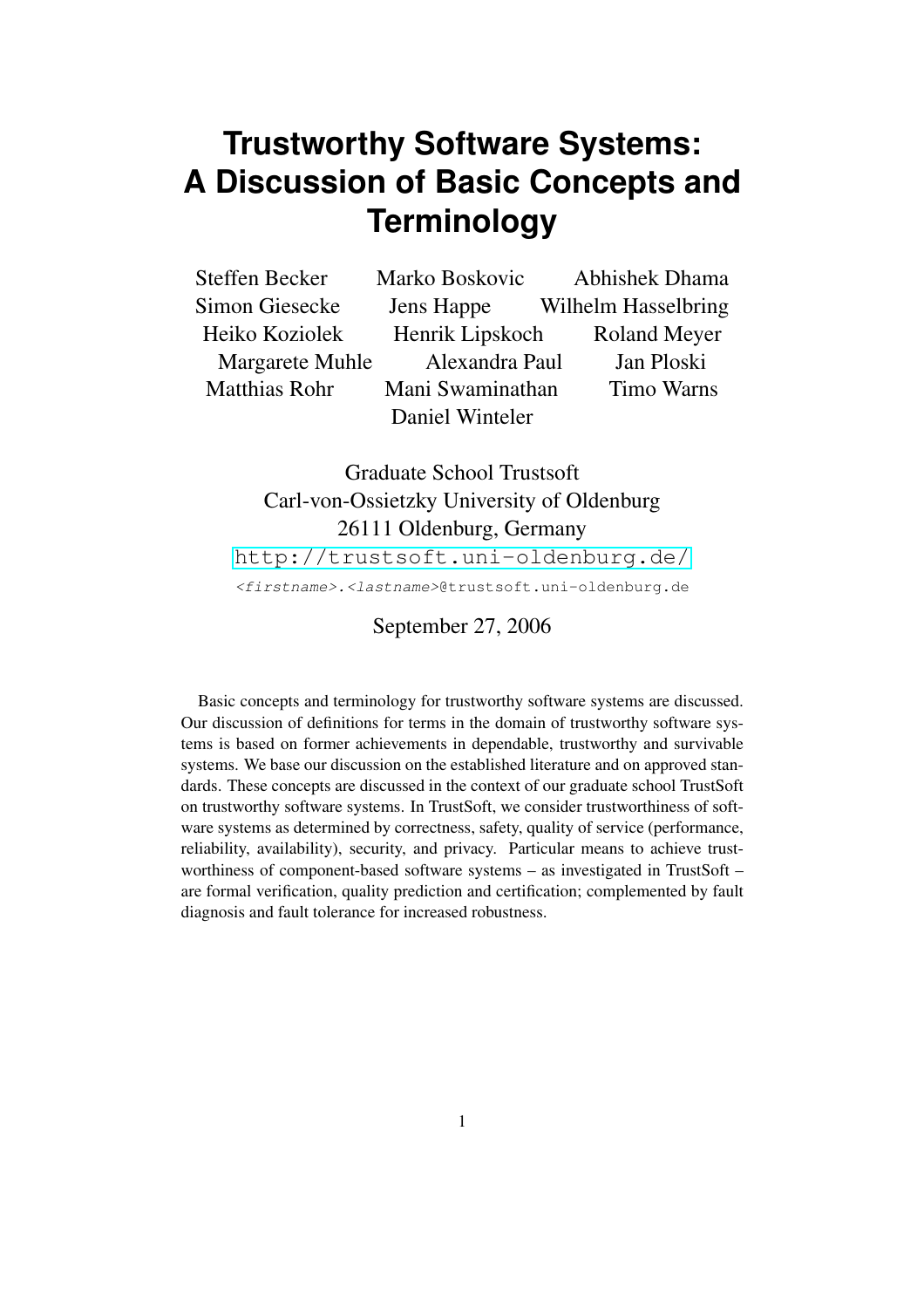# Trustworthy Software Systems: A Discussion of Basic Concepts and Terminology

Steffen Becker, Marko Boskovic, Abhishek Dhama, Simon Giesecke, Jens Happe, Wilhelm Hasselbring, Heiko Koziolek, Henrik Lipskoch, Roland Meyer, Margarete Muhle, Alexandra Paul, Jan Ploski, Matthias Rohr, Mani Swaminathan, Timo Warns, Daniel Winteler

Graduate School Trustsoft
Carl-von-Ossietzky University of Oldenburg
26111 Oldenburg, Germany
http://trustsoft.uni-oldenburg.de/
*<firstname>.<lastname>*@trustsoft.uni-oldenburg.de

September 27, 2006

Basic concepts and terminology for trustworthy software systems are discussed. Our discussion of definitions for terms in the domain of trustworthy software systems is based on former achievements in dependable, trustworthy and survivable systems. We base our discussion on the established literature and on approved standards. These concepts are discussed in the context of our graduate school TrustSoft on trustworthy software systems. In TrustSoft, we consider trustworthiness of software systems as determined by correctness, safety, quality of service (performance, reliability, availability), security, and privacy. Particular means to achieve trustworthiness of component-based software systems – as investigated in TrustSoft – are formal verification, quality prediction and certification; complemented by fault diagnosis and fault tolerance for increased robustness.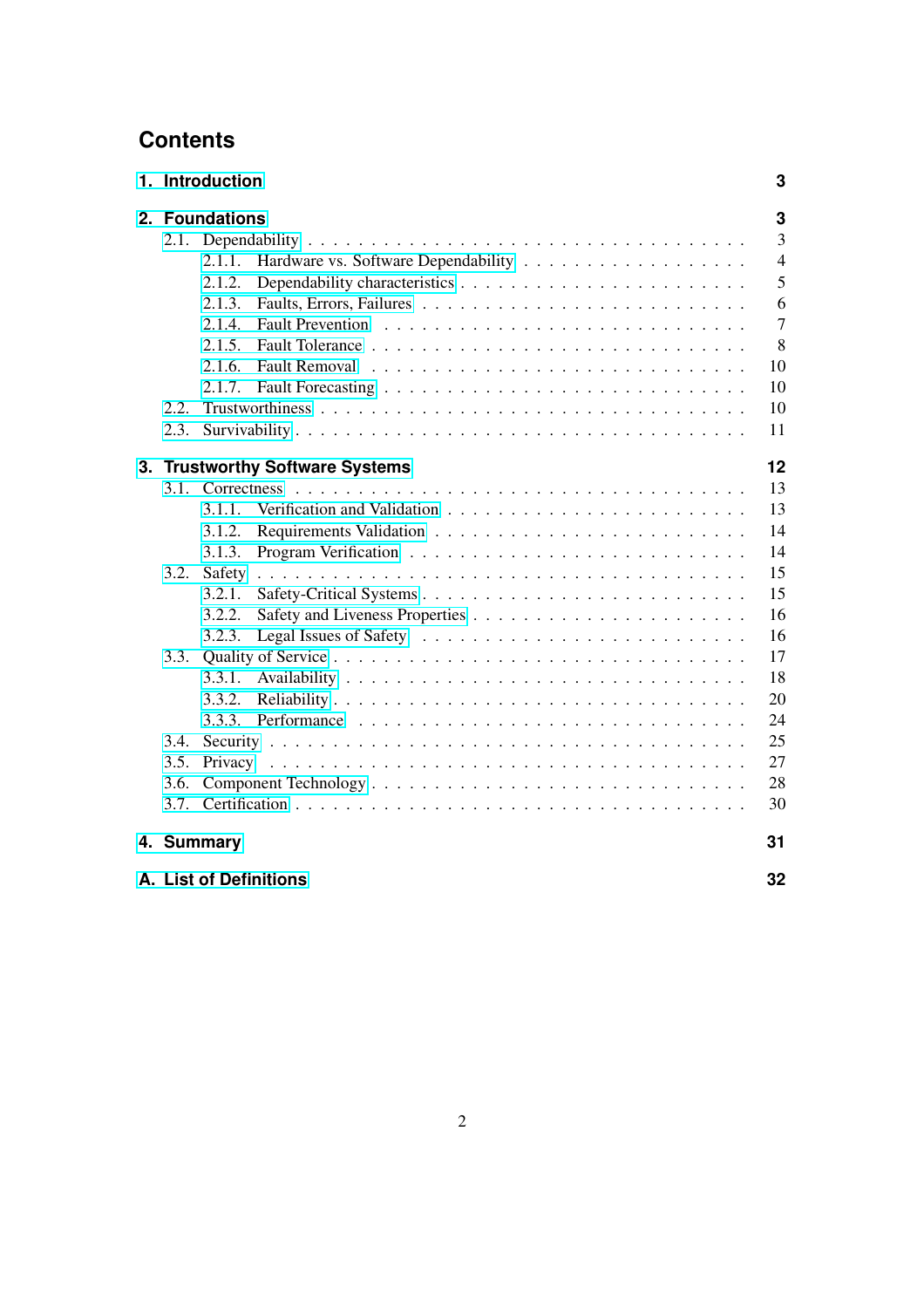# Contents

**1. Introduction** **3**

**2. Foundations** **3**

- 2.1. Dependability . . . 3
  - 2.1.1. Hardware vs. Software Dependability . . . 4
  - 2.1.2. Dependability characteristics . . . 5
  - 2.1.3. Faults, Errors, Failures . . . 6
  - 2.1.4. Fault Prevention . . . 7
  - 2.1.5. Fault Tolerance . . . 8
  - 2.1.6. Fault Removal . . . 10
  - 2.1.7. Fault Forecasting . . . 10
- 2.2. Trustworthiness . . . 10
- 2.3. Survivability . . . 11

**3. Trustworthy Software Systems** **12**

- 3.1. Correctness . . . 13
  - 3.1.1. Verification and Validation . . . 13
  - 3.1.2. Requirements Validation . . . 14
  - 3.1.3. Program Verification . . . 14
- 3.2. Safety . . . 15
  - 3.2.1. Safety-Critical Systems . . . 15
  - 3.2.2. Safety and Liveness Properties . . . 16
  - 3.2.3. Legal Issues of Safety . . . 16
- 3.3. Quality of Service . . . 17
  - 3.3.1. Availability . . . 18
  - 3.3.2. Reliability . . . 20
  - 3.3.3. Performance . . . 24
- 3.4. Security . . . 25
- 3.5. Privacy . . . 27
- 3.6. Component Technology . . . 28
- 3.7. Certification . . . 30

**4. Summary** **31**

**A. List of Definitions** **32**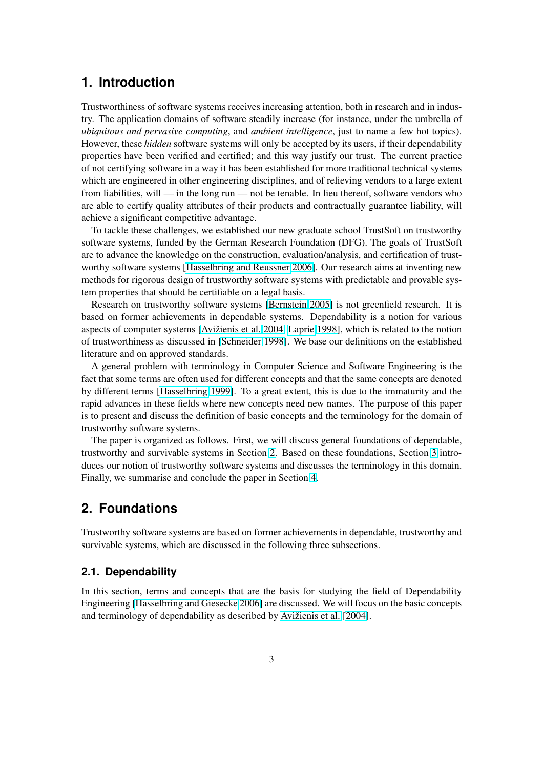# 1. Introduction

Trustworthiness of software systems receives increasing attention, both in research and in industry. The application domains of software steadily increase (for instance, under the umbrella of *ubiquitous and pervasive computing*, and *ambient intelligence*, just to name a few hot topics). However, these *hidden* software systems will only be accepted by its users, if their dependability properties have been verified and certified; and this way justify our trust. The current practice of not certifying software in a way it has been established for more traditional technical systems which are engineered in other engineering disciplines, and of relieving vendors to a large extent from liabilities, will — in the long run — not be tenable. In lieu thereof, software vendors who are able to certify quality attributes of their products and contractually guarantee liability, will achieve a significant competitive advantage.

To tackle these challenges, we established our new graduate school TrustSoft on trustworthy software systems, funded by the German Research Foundation (DFG). The goals of TrustSoft are to advance the knowledge on the construction, evaluation/analysis, and certification of trustworthy software systems [Hasselbring and Reussner 2006]. Our research aims at inventing new methods for rigorous design of trustworthy software systems with predictable and provable system properties that should be certifiable on a legal basis.

Research on trustworthy software systems [Bernstein 2005] is not greenfield research. It is based on former achievements in dependable systems. Dependability is a notion for various aspects of computer systems [Avižienis et al. 2004, Laprie 1998], which is related to the notion of trustworthiness as discussed in [Schneider 1998]. We base our definitions on the established literature and on approved standards.

A general problem with terminology in Computer Science and Software Engineering is the fact that some terms are often used for different concepts and that the same concepts are denoted by different terms [Hasselbring 1999]. To a great extent, this is due to the immaturity and the rapid advances in these fields where new concepts need new names. The purpose of this paper is to present and discuss the definition of basic concepts and the terminology for the domain of trustworthy software systems.

The paper is organized as follows. First, we will discuss general foundations of dependable, trustworthy and survivable systems in Section 2. Based on these foundations, Section 3 introduces our notion of trustworthy software systems and discusses the terminology in this domain. Finally, we summarise and conclude the paper in Section 4.

# 2. Foundations

Trustworthy software systems are based on former achievements in dependable, trustworthy and survivable systems, which are discussed in the following three subsections.

## 2.1. Dependability

In this section, terms and concepts that are the basis for studying the field of Dependability Engineering [Hasselbring and Giesecke 2006] are discussed. We will focus on the basic concepts and terminology of dependability as described by Avižienis et al. [2004].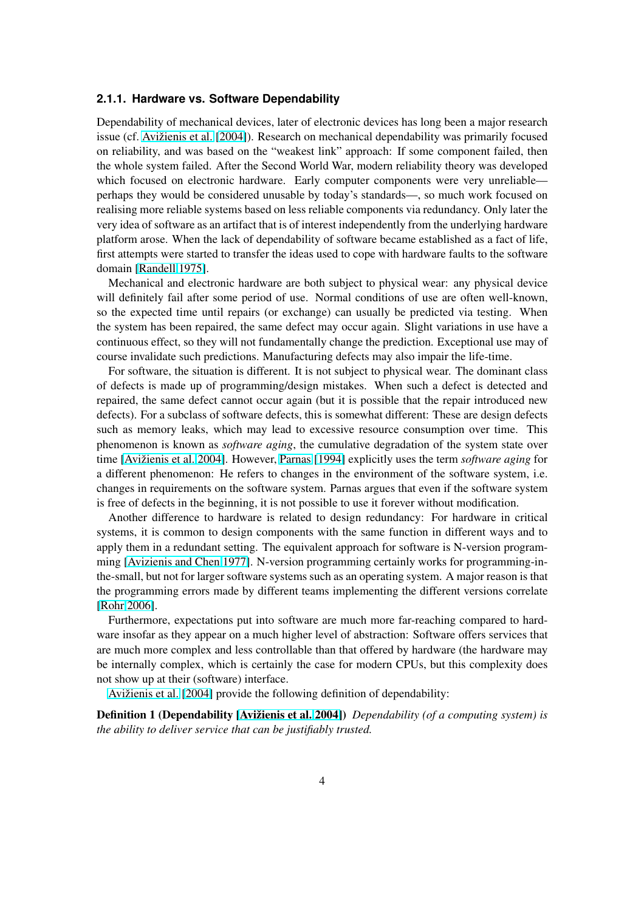### 2.1.1. Hardware vs. Software Dependability

Dependability of mechanical devices, later of electronic devices has long been a major research issue (cf. Avižienis et al. [2004]). Research on mechanical dependability was primarily focused on reliability, and was based on the “weakest link” approach: If some component failed, then the whole system failed. After the Second World War, modern reliability theory was developed which focused on electronic hardware. Early computer components were very unreliable—perhaps they would be considered unusable by today’s standards—, so much work focused on realising more reliable systems based on less reliable components via redundancy. Only later the very idea of software as an artifact that is of interest independently from the underlying hardware platform arose. When the lack of dependability of software became established as a fact of life, first attempts were started to transfer the ideas used to cope with hardware faults to the software domain [Randell 1975].

Mechanical and electronic hardware are both subject to physical wear: any physical device will definitely fail after some period of use. Normal conditions of use are often well-known, so the expected time until repairs (or exchange) can usually be predicted via testing. When the system has been repaired, the same defect may occur again. Slight variations in use have a continuous effect, so they will not fundamentally change the prediction. Exceptional use may of course invalidate such predictions. Manufacturing defects may also impair the life-time.

For software, the situation is different. It is not subject to physical wear. The dominant class of defects is made up of programming/design mistakes. When such a defect is detected and repaired, the same defect cannot occur again (but it is possible that the repair introduced new defects). For a subclass of software defects, this is somewhat different: These are design defects such as memory leaks, which may lead to excessive resource consumption over time. This phenomenon is known as *software aging*, the cumulative degradation of the system state over time [Avižienis et al. 2004]. However, Parnas [1994] explicitly uses the term *software aging* for a different phenomenon: He refers to changes in the environment of the software system, i.e. changes in requirements on the software system. Parnas argues that even if the software system is free of defects in the beginning, it is not possible to use it forever without modification.

Another difference to hardware is related to design redundancy: For hardware in critical systems, it is common to design components with the same function in different ways and to apply them in a redundant setting. The equivalent approach for software is N-version programming [Avizienis and Chen 1977]. N-version programming certainly works for programming-in-the-small, but not for larger software systems such as an operating system. A major reason is that the programming errors made by different teams implementing the different versions correlate [Rohr 2006].

Furthermore, expectations put into software are much more far-reaching compared to hardware insofar as they appear on a much higher level of abstraction: Software offers services that are much more complex and less controllable than that offered by hardware (the hardware may be internally complex, which is certainly the case for modern CPUs, but this complexity does not show up at their (software) interface.

Avižienis et al. [2004] provide the following definition of dependability:

**Definition 1 (Dependability [Avižienis et al. 2004])** *Dependability (of a computing system) is the ability to deliver service that can be justifiably trusted.*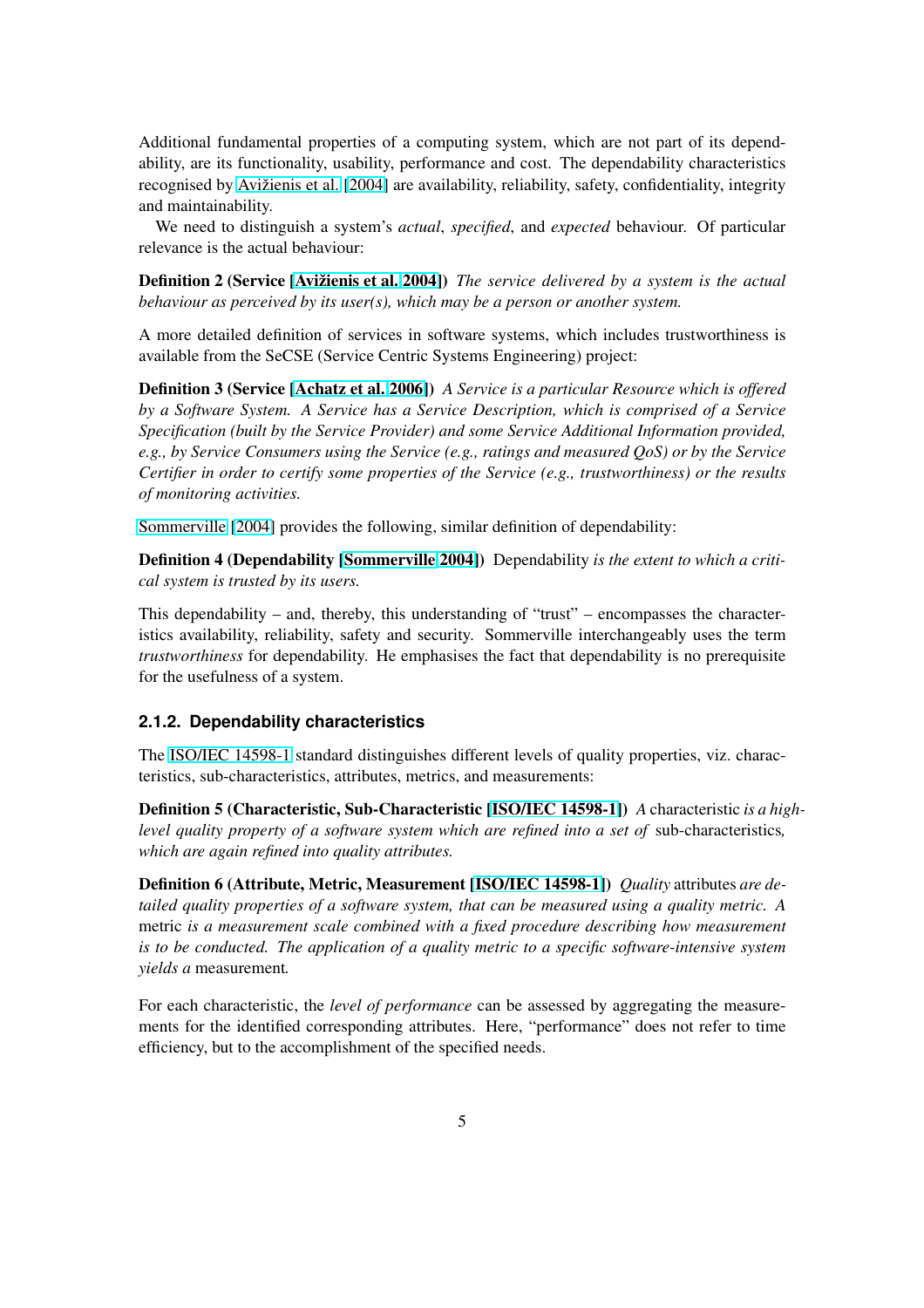Additional fundamental properties of a computing system, which are not part of its dependability, are its functionality, usability, performance and cost. The dependability characteristics recognised by Avižienis et al. [2004] are availability, reliability, safety, confidentiality, integrity and maintainability.

We need to distinguish a system's *actual*, *specified*, and *expected* behaviour. Of particular relevance is the actual behaviour:

**Definition 2 (Service [Avižienis et al. 2004])** *The service delivered by a system is the actual behaviour as perceived by its user(s), which may be a person or another system.*

A more detailed definition of services in software systems, which includes trustworthiness is available from the SeCSE (Service Centric Systems Engineering) project:

**Definition 3 (Service [Achatz et al. 2006])** *A Service is a particular Resource which is offered by a Software System. A Service has a Service Description, which is comprised of a Service Specification (built by the Service Provider) and some Service Additional Information provided, e.g., by Service Consumers using the Service (e.g., ratings and measured QoS) or by the Service Certifier in order to certify some properties of the Service (e.g., trustworthiness) or the results of monitoring activities.*

Sommerville [2004] provides the following, similar definition of dependability:

**Definition 4 (Dependability [Sommerville 2004])** Dependability *is the extent to which a critical system is trusted by its users.*

This dependability – and, thereby, this understanding of "trust" – encompasses the characteristics availability, reliability, safety and security. Sommerville interchangeably uses the term *trustworthiness* for dependability. He emphasises the fact that dependability is no prerequisite for the usefulness of a system.

### 2.1.2. Dependability characteristics

The ISO/IEC 14598-1 standard distinguishes different levels of quality properties, viz. characteristics, sub-characteristics, attributes, metrics, and measurements:

**Definition 5 (Characteristic, Sub-Characteristic [ISO/IEC 14598-1])** *A* characteristic *is a high-level quality property of a software system which are refined into a set of* sub-characteristics*, which are again refined into quality attributes.*

**Definition 6 (Attribute, Metric, Measurement [ISO/IEC 14598-1])** *Quality* attributes *are detailed quality properties of a software system, that can be measured using a quality metric. A* metric *is a measurement scale combined with a fixed procedure describing how measurement is to be conducted. The application of a quality metric to a specific software-intensive system yields a* measurement*.*

For each characteristic, the *level of performance* can be assessed by aggregating the measurements for the identified corresponding attributes. Here, "performance" does not refer to time efficiency, but to the accomplishment of the specified needs.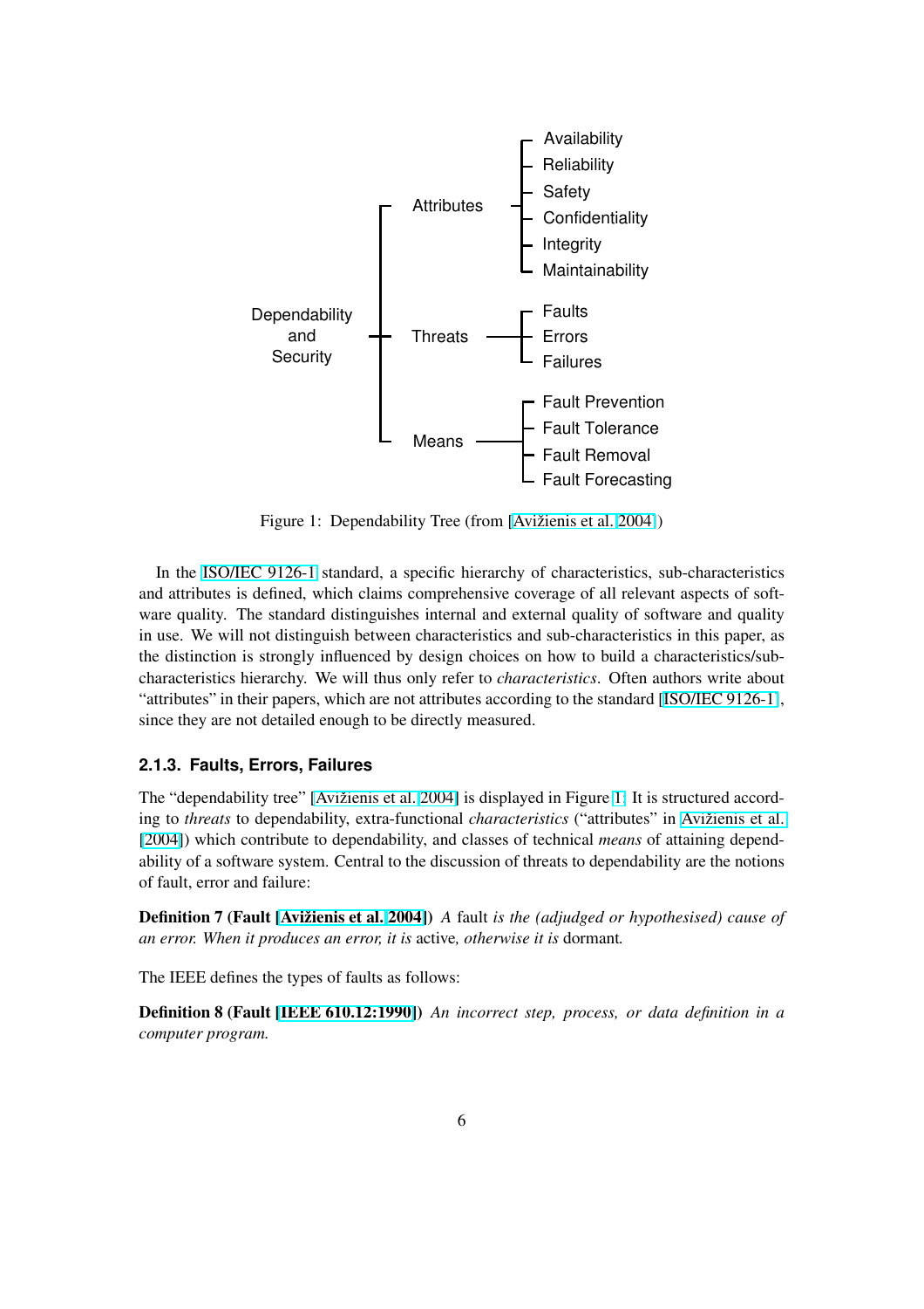- Dependability and Security
  - Attributes
    - Availability
    - Reliability
    - Safety
    - Confidentiality
    - Integrity
    - Maintainability
  - Threats
    - Faults
    - Errors
    - Failures
  - Means
    - Fault Prevention
    - Fault Tolerance
    - Fault Removal
    - Fault Forecasting

Figure 1: Dependability Tree (from [Avižienis et al. 2004])

In the ISO/IEC 9126-1 standard, a specific hierarchy of characteristics, sub-characteristics and attributes is defined, which claims comprehensive coverage of all relevant aspects of software quality. The standard distinguishes internal and external quality of software and quality in use. We will not distinguish between characteristics and sub-characteristics in this paper, as the distinction is strongly influenced by design choices on how to build a characteristics/sub-characteristics hierarchy. We will thus only refer to *characteristics*. Often authors write about "attributes" in their papers, which are not attributes according to the standard [ISO/IEC 9126-1], since they are not detailed enough to be directly measured.

### 2.1.3. Faults, Errors, Failures

The "dependability tree" [Avižienis et al. 2004] is displayed in Figure 1. It is structured according to *threats* to dependability, extra-functional *characteristics* ("attributes" in Avižienis et al. [2004]) which contribute to dependability, and classes of technical *means* of attaining dependability of a software system. Central to the discussion of threats to dependability are the notions of fault, error and failure:

**Definition 7 (Fault [Avižienis et al. 2004])** *A* fault *is the (adjudged or hypothesised) cause of an error. When it produces an error, it is* active*, otherwise it is* dormant*.*

The IEEE defines the types of faults as follows:

**Definition 8 (Fault [IEEE 610.12:1990])** *An incorrect step, process, or data definition in a computer program.*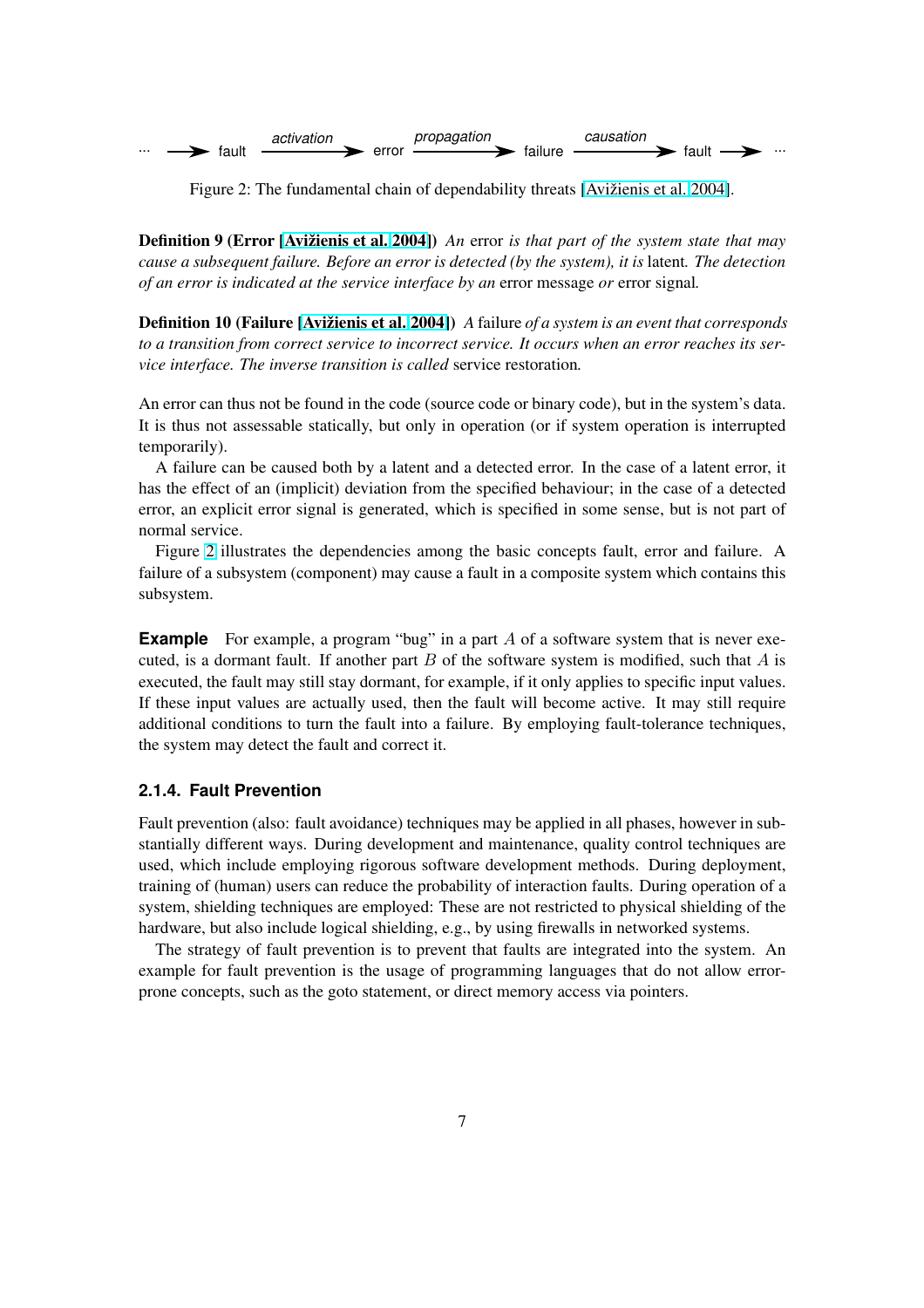··· ⟶ fault —*activation*⟶ error —*propagation*⟶ failure —*causation*⟶ fault ⟶ ···

Figure 2: The fundamental chain of dependability threats [Avižienis et al. 2004].

**Definition 9 (Error [Avižienis et al. 2004])** *An* error *is that part of the system state that may cause a subsequent failure. Before an error is detected (by the system), it is* latent*. The detection of an error is indicated at the service interface by an* error message *or* error signal*.*

**Definition 10 (Failure [Avižienis et al. 2004])** *A* failure *of a system is an event that corresponds to a transition from correct service to incorrect service. It occurs when an error reaches its service interface. The inverse transition is called* service restoration*.*

An error can thus not be found in the code (source code or binary code), but in the system's data. It is thus not assessable statically, but only in operation (or if system operation is interrupted temporarily).

A failure can be caused both by a latent and a detected error. In the case of a latent error, it has the effect of an (implicit) deviation from the specified behaviour; in the case of a detected error, an explicit error signal is generated, which is specified in some sense, but is not part of normal service.

Figure 2 illustrates the dependencies among the basic concepts fault, error and failure. A failure of a subsystem (component) may cause a fault in a composite system which contains this subsystem.

**Example** For example, a program "bug" in a part $A$ of a software system that is never executed, is a dormant fault. If another part $B$ of the software system is modified, such that $A$ is executed, the fault may still stay dormant, for example, if it only applies to specific input values. If these input values are actually used, then the fault will become active. It may still require additional conditions to turn the fault into a failure. By employing fault-tolerance techniques, the system may detect the fault and correct it.

### 2.1.4. Fault Prevention

Fault prevention (also: fault avoidance) techniques may be applied in all phases, however in substantially different ways. During development and maintenance, quality control techniques are used, which include employing rigorous software development methods. During deployment, training of (human) users can reduce the probability of interaction faults. During operation of a system, shielding techniques are employed: These are not restricted to physical shielding of the hardware, but also include logical shielding, e.g., by using firewalls in networked systems.

The strategy of fault prevention is to prevent that faults are integrated into the system. An example for fault prevention is the usage of programming languages that do not allow error-prone concepts, such as the goto statement, or direct memory access via pointers.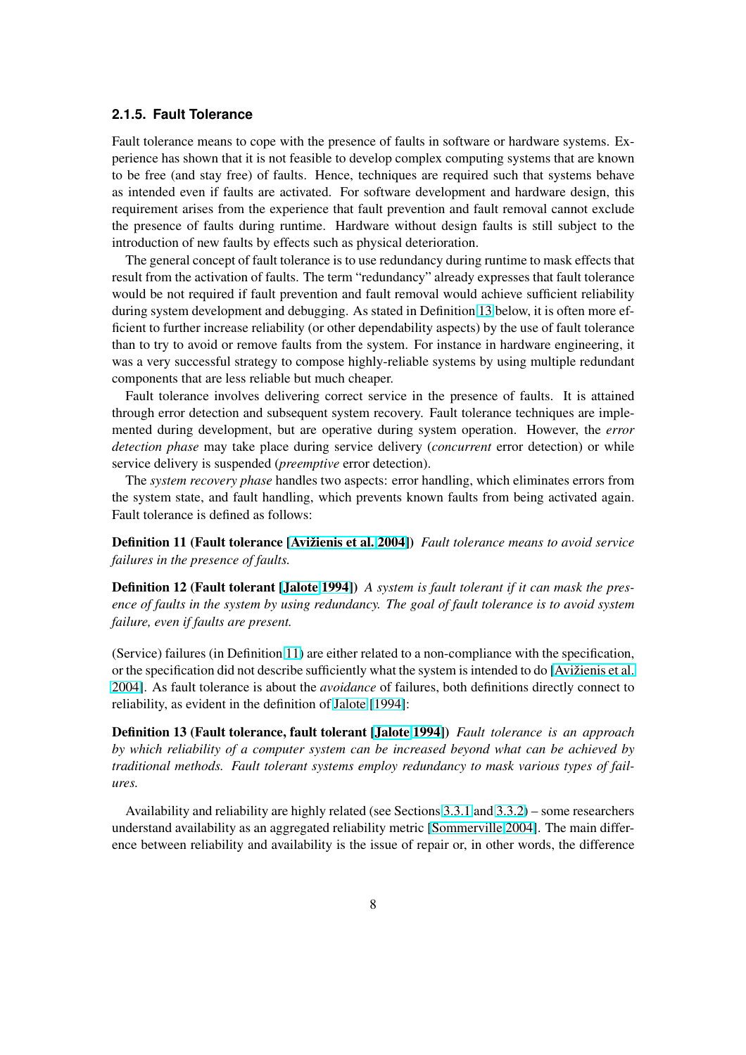### 2.1.5. Fault Tolerance

Fault tolerance means to cope with the presence of faults in software or hardware systems. Experience has shown that it is not feasible to develop complex computing systems that are known to be free (and stay free) of faults. Hence, techniques are required such that systems behave as intended even if faults are activated. For software development and hardware design, this requirement arises from the experience that fault prevention and fault removal cannot exclude the presence of faults during runtime. Hardware without design faults is still subject to the introduction of new faults by effects such as physical deterioration.

The general concept of fault tolerance is to use redundancy during runtime to mask effects that result from the activation of faults. The term "redundancy" already expresses that fault tolerance would be not required if fault prevention and fault removal would achieve sufficient reliability during system development and debugging. As stated in Definition 13 below, it is often more efficient to further increase reliability (or other dependability aspects) by the use of fault tolerance than to try to avoid or remove faults from the system. For instance in hardware engineering, it was a very successful strategy to compose highly-reliable systems by using multiple redundant components that are less reliable but much cheaper.

Fault tolerance involves delivering correct service in the presence of faults. It is attained through error detection and subsequent system recovery. Fault tolerance techniques are implemented during development, but are operative during system operation. However, the *error detection phase* may take place during service delivery (*concurrent* error detection) or while service delivery is suspended (*preemptive* error detection).

The *system recovery phase* handles two aspects: error handling, which eliminates errors from the system state, and fault handling, which prevents known faults from being activated again. Fault tolerance is defined as follows:

**Definition 11 (Fault tolerance [Avižienis et al. 2004])** *Fault tolerance means to avoid service failures in the presence of faults.*

**Definition 12 (Fault tolerant [Jalote 1994])** *A system is fault tolerant if it can mask the presence of faults in the system by using redundancy. The goal of fault tolerance is to avoid system failure, even if faults are present.*

(Service) failures (in Definition 11) are either related to a non-compliance with the specification, or the specification did not describe sufficiently what the system is intended to do [Avižienis et al. 2004]. As fault tolerance is about the *avoidance* of failures, both definitions directly connect to reliability, as evident in the definition of Jalote [1994]:

**Definition 13 (Fault tolerance, fault tolerant [Jalote 1994])** *Fault tolerance is an approach by which reliability of a computer system can be increased beyond what can be achieved by traditional methods. Fault tolerant systems employ redundancy to mask various types of failures.*

Availability and reliability are highly related (see Sections 3.3.1 and 3.3.2) – some researchers understand availability as an aggregated reliability metric [Sommerville 2004]. The main difference between reliability and availability is the issue of repair or, in other words, the difference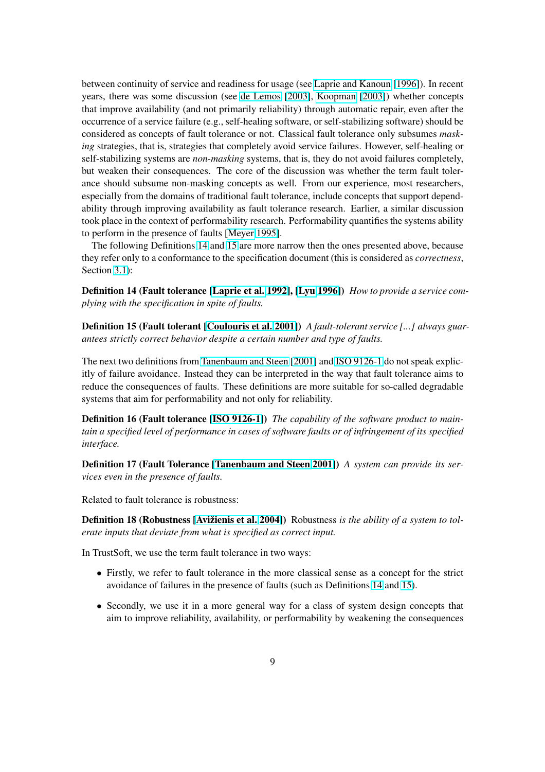between continuity of service and readiness for usage (see Laprie and Kanoun [1996]). In recent years, there was some discussion (see de Lemos [2003], Koopman [2003]) whether concepts that improve availability (and not primarily reliability) through automatic repair, even after the occurrence of a service failure (e.g., self-healing software, or self-stabilizing software) should be considered as concepts of fault tolerance or not. Classical fault tolerance only subsumes *masking* strategies, that is, strategies that completely avoid service failures. However, self-healing or self-stabilizing systems are *non-masking* systems, that is, they do not avoid failures completely, but weaken their consequences. The core of the discussion was whether the term fault tolerance should subsume non-masking concepts as well. From our experience, most researchers, especially from the domains of traditional fault tolerance, include concepts that support dependability through improving availability as fault tolerance research. Earlier, a similar discussion took place in the context of performability research. Performability quantifies the systems ability to perform in the presence of faults [Meyer 1995].

The following Definitions 14 and 15 are more narrow then the ones presented above, because they refer only to a conformance to the specification document (this is considered as *correctness*, Section 3.1):

**Definition 14 (Fault tolerance [Laprie et al. 1992], [Lyu 1996])** *How to provide a service complying with the specification in spite of faults.*

**Definition 15 (Fault tolerant [Coulouris et al. 2001])** *A fault-tolerant service [...] always guarantees strictly correct behavior despite a certain number and type of faults.*

The next two definitions from Tanenbaum and Steen [2001] and ISO 9126-1 do not speak explicitly of failure avoidance. Instead they can be interpreted in the way that fault tolerance aims to reduce the consequences of faults. These definitions are more suitable for so-called degradable systems that aim for performability and not only for reliability.

**Definition 16 (Fault tolerance [ISO 9126-1])** *The capability of the software product to maintain a specified level of performance in cases of software faults or of infringement of its specified interface.*

**Definition 17 (Fault Tolerance [Tanenbaum and Steen 2001])** *A system can provide its services even in the presence of faults.*

Related to fault tolerance is robustness:

**Definition 18 (Robustness [Avižienis et al. 2004])** Robustness *is the ability of a system to tolerate inputs that deviate from what is specified as correct input.*

In TrustSoft, we use the term fault tolerance in two ways:

- Firstly, we refer to fault tolerance in the more classical sense as a concept for the strict avoidance of failures in the presence of faults (such as Definitions 14 and 15).
- Secondly, we use it in a more general way for a class of system design concepts that aim to improve reliability, availability, or performability by weakening the consequences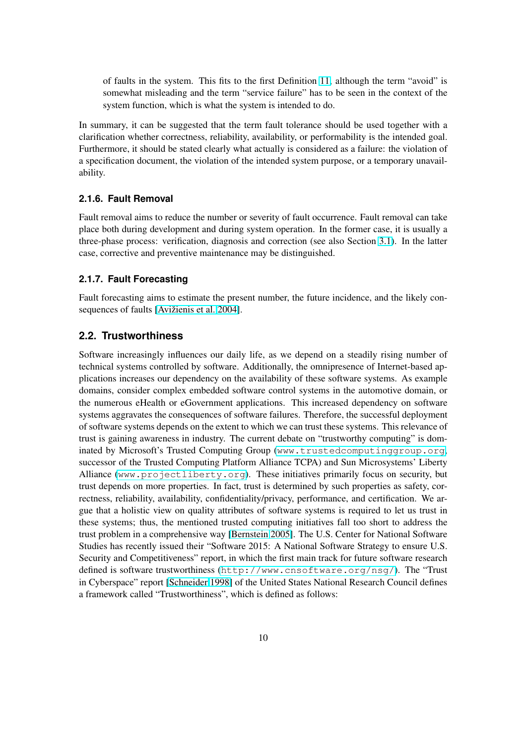of faults in the system. This fits to the first Definition 11, although the term "avoid" is somewhat misleading and the term "service failure" has to be seen in the context of the system function, which is what the system is intended to do.

In summary, it can be suggested that the term fault tolerance should be used together with a clarification whether correctness, reliability, availability, or performability is the intended goal. Furthermore, it should be stated clearly what actually is considered as a failure: the violation of a specification document, the violation of the intended system purpose, or a temporary unavailability.

### 2.1.6. Fault Removal

Fault removal aims to reduce the number or severity of fault occurrence. Fault removal can take place both during development and during system operation. In the former case, it is usually a three-phase process: verification, diagnosis and correction (see also Section 3.1). In the latter case, corrective and preventive maintenance may be distinguished.

### 2.1.7. Fault Forecasting

Fault forecasting aims to estimate the present number, the future incidence, and the likely consequences of faults [Avižienis et al. 2004].

## 2.2. Trustworthiness

Software increasingly influences our daily life, as we depend on a steadily rising number of technical systems controlled by software. Additionally, the omnipresence of Internet-based applications increases our dependency on the availability of these software systems. As example domains, consider complex embedded software control systems in the automotive domain, or the numerous eHealth or eGovernment applications. This increased dependency on software systems aggravates the consequences of software failures. Therefore, the successful deployment of software systems depends on the extent to which we can trust these systems. This relevance of trust is gaining awareness in industry. The current debate on "trustworthy computing" is dominated by Microsoft's Trusted Computing Group (`www.trustedcomputinggroup.org`, successor of the Trusted Computing Platform Alliance TCPA) and Sun Microsystems' Liberty Alliance (`www.projectliberty.org`). These initiatives primarily focus on security, but trust depends on more properties. In fact, trust is determined by such properties as safety, correctness, reliability, availability, confidentiality/privacy, performance, and certification. We argue that a holistic view on quality attributes of software systems is required to let us trust in these systems; thus, the mentioned trusted computing initiatives fall too short to address the trust problem in a comprehensive way [Bernstein 2005]. The U.S. Center for National Software Studies has recently issued their "Software 2015: A National Software Strategy to ensure U.S. Security and Competitiveness" report, in which the first main track for future software research defined is software trustworthiness (`http://www.cnsoftware.org/nsg/`). The "Trust in Cyberspace" report [Schneider 1998] of the United States National Research Council defines a framework called "Trustworthiness", which is defined as follows: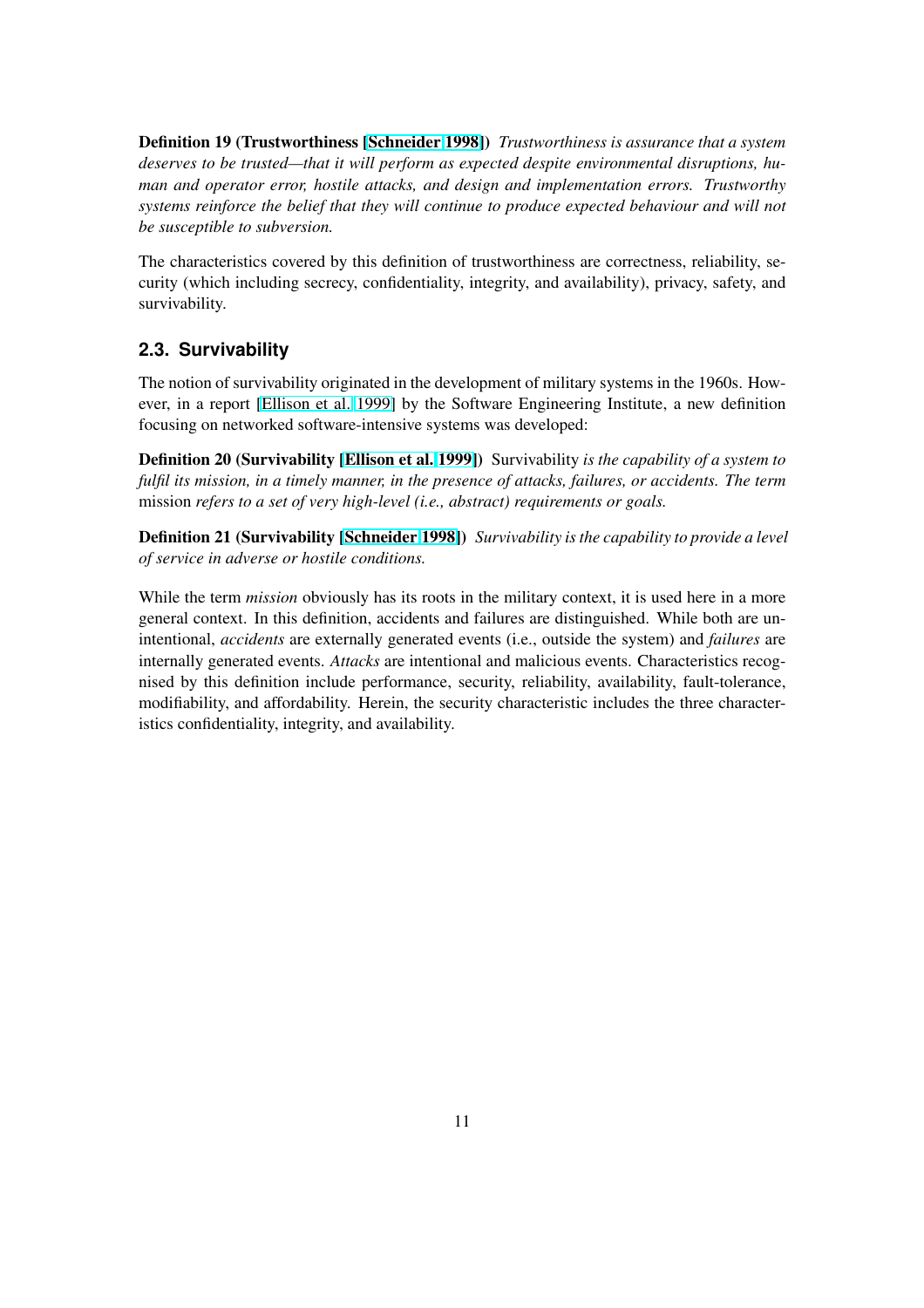**Definition 19 (Trustworthiness [Schneider 1998])** *Trustworthiness is assurance that a system deserves to be trusted—that it will perform as expected despite environmental disruptions, human and operator error, hostile attacks, and design and implementation errors. Trustworthy systems reinforce the belief that they will continue to produce expected behaviour and will not be susceptible to subversion.*

The characteristics covered by this definition of trustworthiness are correctness, reliability, security (which including secrecy, confidentiality, integrity, and availability), privacy, safety, and survivability.

## 2.3. Survivability

The notion of survivability originated in the development of military systems in the 1960s. However, in a report [Ellison et al. 1999] by the Software Engineering Institute, a new definition focusing on networked software-intensive systems was developed:

**Definition 20 (Survivability [Ellison et al. 1999])** Survivability *is the capability of a system to fulfil its mission, in a timely manner, in the presence of attacks, failures, or accidents. The term* mission *refers to a set of very high-level (i.e., abstract) requirements or goals.*

**Definition 21 (Survivability [Schneider 1998])** *Survivability is the capability to provide a level of service in adverse or hostile conditions.*

While the term *mission* obviously has its roots in the military context, it is used here in a more general context. In this definition, accidents and failures are distinguished. While both are unintentional, *accidents* are externally generated events (i.e., outside the system) and *failures* are internally generated events. *Attacks* are intentional and malicious events. Characteristics recognised by this definition include performance, security, reliability, availability, fault-tolerance, modifiability, and affordability. Herein, the security characteristic includes the three characteristics confidentiality, integrity, and availability.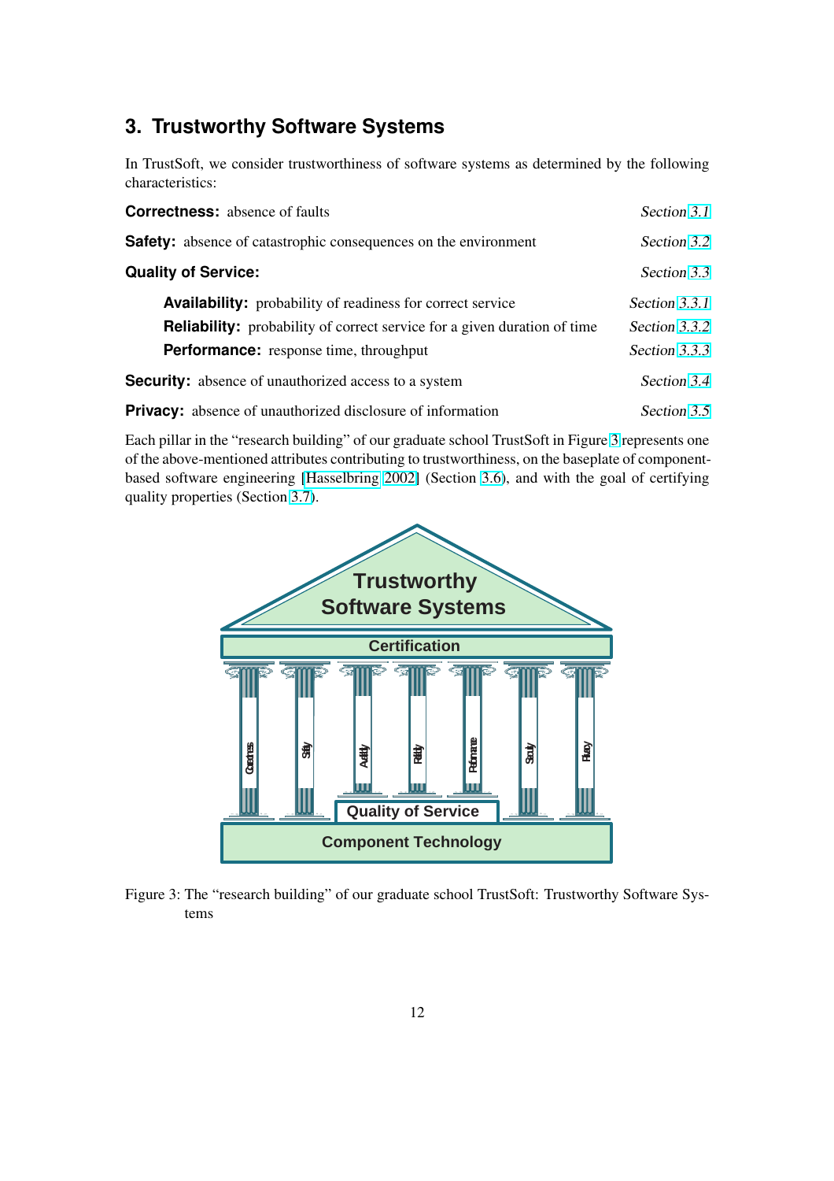# 3. Trustworthy Software Systems

In TrustSoft, we consider trustworthiness of software systems as determined by the following characteristics:

**Correctness:** absence of faults — *Section 3.1*

**Safety:** absence of catastrophic consequences on the environment — *Section 3.2*

**Quality of Service:** — *Section 3.3*

- **Availability:** probability of readiness for correct service — *Section 3.3.1*
- **Reliability:** probability of correct service for a given duration of time — *Section 3.3.2*
- **Performance:** response time, throughput — *Section 3.3.3*

**Security:** absence of unauthorized access to a system — *Section 3.4*

**Privacy:** absence of unauthorized disclosure of information — *Section 3.5*

Each pillar in the "research building" of our graduate school TrustSoft in Figure 3 represents one of the above-mentioned attributes contributing to trustworthiness, on the baseplate of component-based software engineering [Hasselbring 2002] (Section 3.6), and with the goal of certifying quality properties (Section 3.7).

Figure 3: The "research building" of our graduate school TrustSoft: Trustworthy Software Systems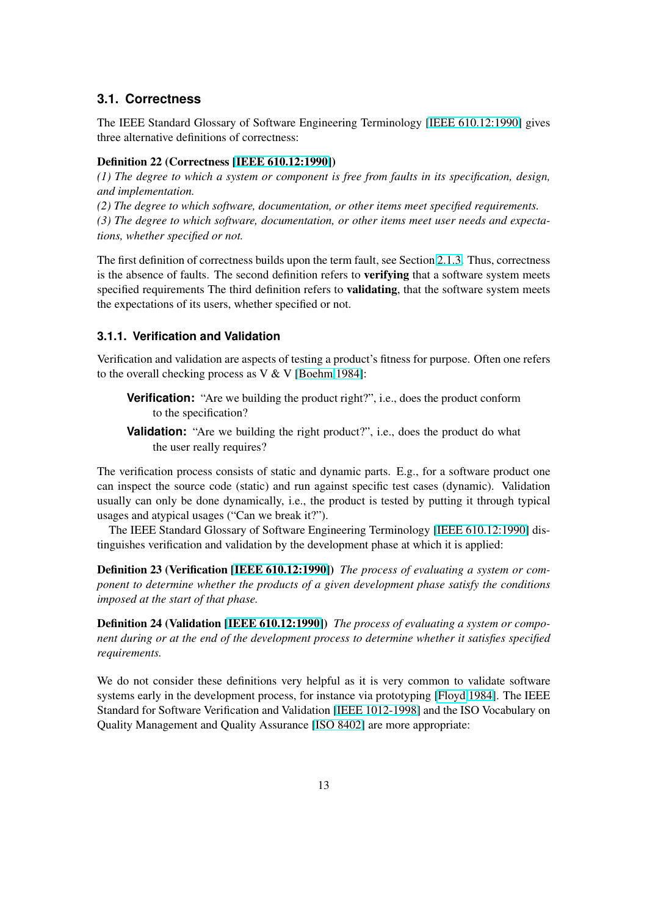## 3.1. Correctness

The IEEE Standard Glossary of Software Engineering Terminology [IEEE 610.12:1990] gives three alternative definitions of correctness:

**Definition 22 (Correctness [IEEE 610.12:1990])**
*(1) The degree to which a system or component is free from faults in its specification, design, and implementation.*
*(2) The degree to which software, documentation, or other items meet specified requirements.*
*(3) The degree to which software, documentation, or other items meet user needs and expectations, whether specified or not.*

The first definition of correctness builds upon the term fault, see Section 2.1.3. Thus, correctness is the absence of faults. The second definition refers to **verifying** that a software system meets specified requirements The third definition refers to **validating**, that the software system meets the expectations of its users, whether specified or not.

### 3.1.1. Verification and Validation

Verification and validation are aspects of testing a product's fitness for purpose. Often one refers to the overall checking process as V & V [Boehm 1984]:

**Verification:** "Are we building the product right?", i.e., does the product conform to the specification?

**Validation:** "Are we building the right product?", i.e., does the product do what the user really requires?

The verification process consists of static and dynamic parts. E.g., for a software product one can inspect the source code (static) and run against specific test cases (dynamic). Validation usually can only be done dynamically, i.e., the product is tested by putting it through typical usages and atypical usages ("Can we break it?").

The IEEE Standard Glossary of Software Engineering Terminology [IEEE 610.12:1990] distinguishes verification and validation by the development phase at which it is applied:

**Definition 23 (Verification [IEEE 610.12:1990])** *The process of evaluating a system or component to determine whether the products of a given development phase satisfy the conditions imposed at the start of that phase.*

**Definition 24 (Validation [IEEE 610.12:1990])** *The process of evaluating a system or component during or at the end of the development process to determine whether it satisfies specified requirements.*

We do not consider these definitions very helpful as it is very common to validate software systems early in the development process, for instance via prototyping [Floyd 1984]. The IEEE Standard for Software Verification and Validation [IEEE 1012-1998] and the ISO Vocabulary on Quality Management and Quality Assurance [ISO 8402] are more appropriate: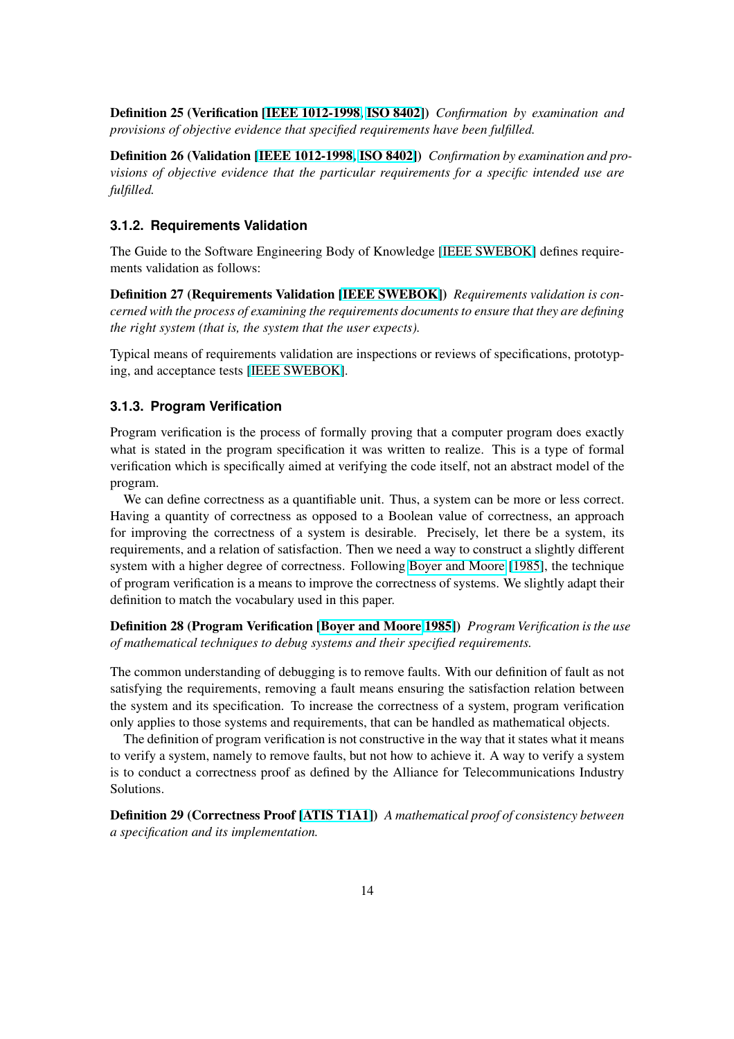**Definition 25 (Verification [IEEE 1012-1998, ISO 8402])** *Confirmation by examination and provisions of objective evidence that specified requirements have been fulfilled.*

**Definition 26 (Validation [IEEE 1012-1998, ISO 8402])** *Confirmation by examination and provisions of objective evidence that the particular requirements for a specific intended use are fulfilled.*

### 3.1.2. Requirements Validation

The Guide to the Software Engineering Body of Knowledge [IEEE SWEBOK] defines requirements validation as follows:

**Definition 27 (Requirements Validation [IEEE SWEBOK])** *Requirements validation is concerned with the process of examining the requirements documents to ensure that they are defining the right system (that is, the system that the user expects).*

Typical means of requirements validation are inspections or reviews of specifications, prototyping, and acceptance tests [IEEE SWEBOK].

### 3.1.3. Program Verification

Program verification is the process of formally proving that a computer program does exactly what is stated in the program specification it was written to realize. This is a type of formal verification which is specifically aimed at verifying the code itself, not an abstract model of the program.

We can define correctness as a quantifiable unit. Thus, a system can be more or less correct. Having a quantity of correctness as opposed to a Boolean value of correctness, an approach for improving the correctness of a system is desirable. Precisely, let there be a system, its requirements, and a relation of satisfaction. Then we need a way to construct a slightly different system with a higher degree of correctness. Following Boyer and Moore [1985], the technique of program verification is a means to improve the correctness of systems. We slightly adapt their definition to match the vocabulary used in this paper.

**Definition 28 (Program Verification [Boyer and Moore 1985])** *Program Verification is the use of mathematical techniques to debug systems and their specified requirements.*

The common understanding of debugging is to remove faults. With our definition of fault as not satisfying the requirements, removing a fault means ensuring the satisfaction relation between the system and its specification. To increase the correctness of a system, program verification only applies to those systems and requirements, that can be handled as mathematical objects.

The definition of program verification is not constructive in the way that it states what it means to verify a system, namely to remove faults, but not how to achieve it. A way to verify a system is to conduct a correctness proof as defined by the Alliance for Telecommunications Industry Solutions.

**Definition 29 (Correctness Proof [ATIS T1A1])** *A mathematical proof of consistency between a specification and its implementation.*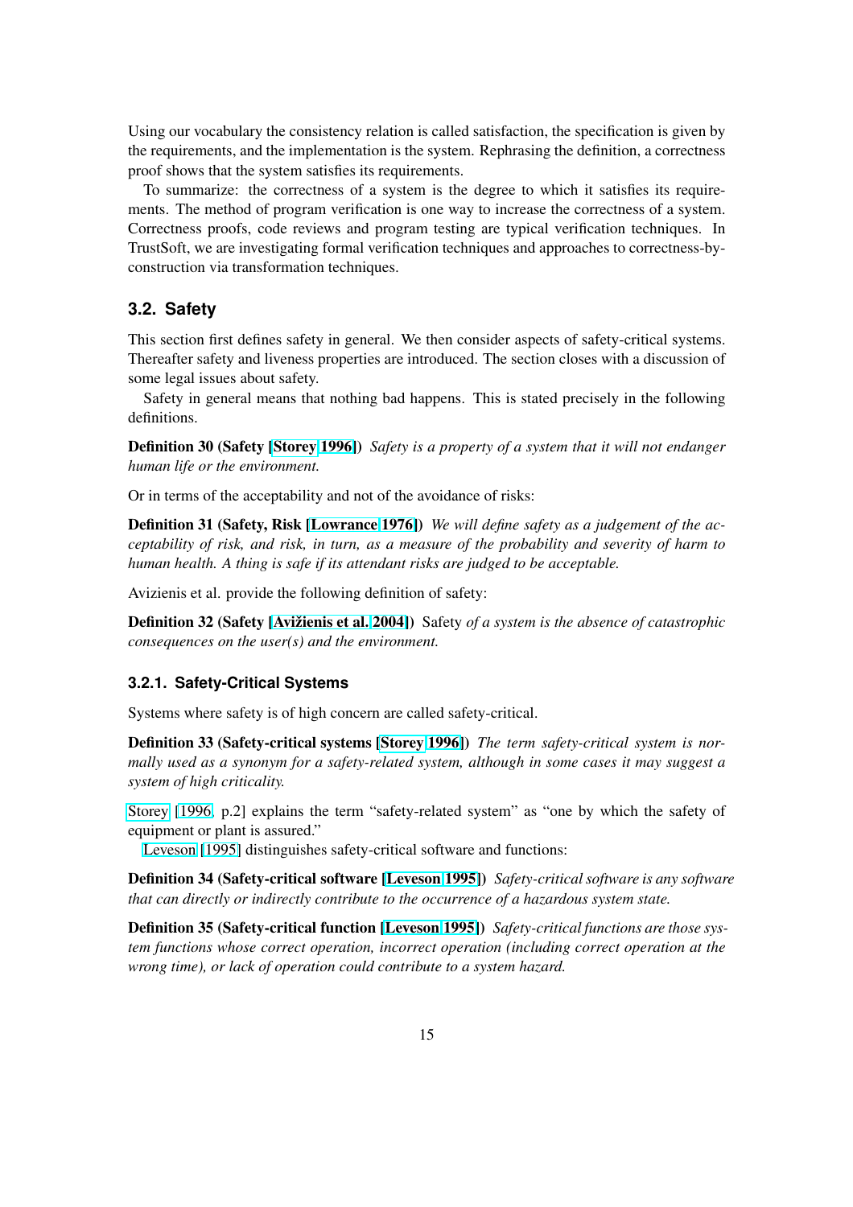Using our vocabulary the consistency relation is called satisfaction, the specification is given by the requirements, and the implementation is the system. Rephrasing the definition, a correctness proof shows that the system satisfies its requirements.

To summarize: the correctness of a system is the degree to which it satisfies its requirements. The method of program verification is one way to increase the correctness of a system. Correctness proofs, code reviews and program testing are typical verification techniques. In TrustSoft, we are investigating formal verification techniques and approaches to correctness-by-construction via transformation techniques.

### 3.2. Safety

This section first defines safety in general. We then consider aspects of safety-critical systems. Thereafter safety and liveness properties are introduced. The section closes with a discussion of some legal issues about safety.

Safety in general means that nothing bad happens. This is stated precisely in the following definitions.

**Definition 30 (Safety [Storey 1996])** *Safety is a property of a system that it will not endanger human life or the environment.*

Or in terms of the acceptability and not of the avoidance of risks:

**Definition 31 (Safety, Risk [Lowrance 1976])** *We will define safety as a judgement of the acceptability of risk, and risk, in turn, as a measure of the probability and severity of harm to human health. A thing is safe if its attendant risks are judged to be acceptable.*

Avizienis et al. provide the following definition of safety:

**Definition 32 (Safety [Avižienis et al. 2004])** Safety *of a system is the absence of catastrophic consequences on the user(s) and the environment.*

#### 3.2.1. Safety-Critical Systems

Systems where safety is of high concern are called safety-critical.

**Definition 33 (Safety-critical systems [Storey 1996])** *The term safety-critical system is normally used as a synonym for a safety-related system, although in some cases it may suggest a system of high criticality.*

Storey [1996, p.2] explains the term "safety-related system" as "one by which the safety of equipment or plant is assured."

Leveson [1995] distinguishes safety-critical software and functions:

**Definition 34 (Safety-critical software [Leveson 1995])** *Safety-critical software is any software that can directly or indirectly contribute to the occurrence of a hazardous system state.*

**Definition 35 (Safety-critical function [Leveson 1995])** *Safety-critical functions are those system functions whose correct operation, incorrect operation (including correct operation at the wrong time), or lack of operation could contribute to a system hazard.*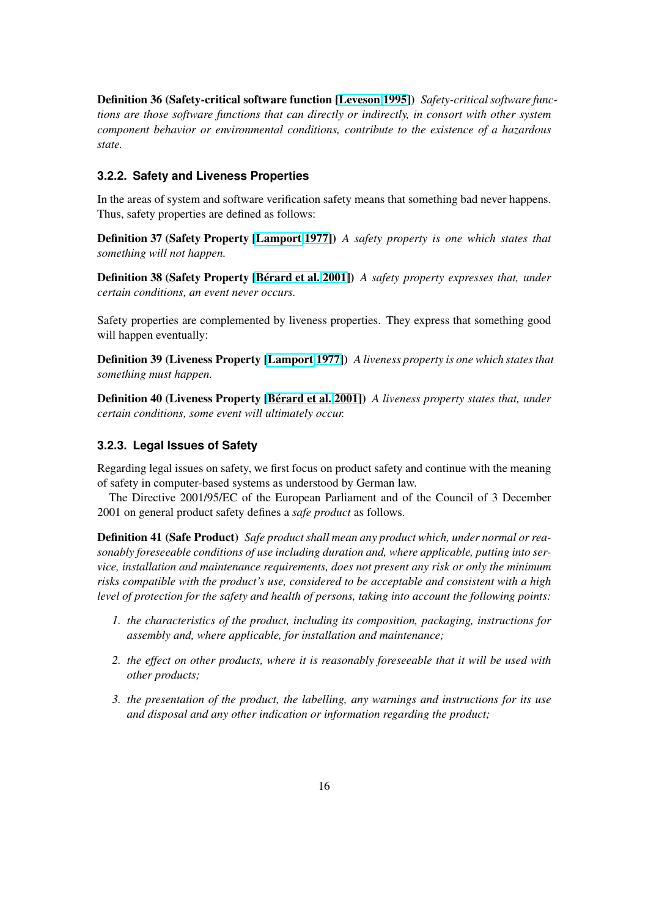**Definition 36 (Safety-critical software function [Leveson 1995])** *Safety-critical software functions are those software functions that can directly or indirectly, in consort with other system component behavior or environmental conditions, contribute to the existence of a hazardous state.*

### 3.2.2. Safety and Liveness Properties

In the areas of system and software verification safety means that something bad never happens. Thus, safety properties are defined as follows:

**Definition 37 (Safety Property [Lamport 1977])** *A safety property is one which states that something will not happen.*

**Definition 38 (Safety Property [Bérard et al. 2001])** *A safety property expresses that, under certain conditions, an event never occurs.*

Safety properties are complemented by liveness properties. They express that something good will happen eventually:

**Definition 39 (Liveness Property [Lamport 1977])** *A liveness property is one which states that something must happen.*

**Definition 40 (Liveness Property [Bérard et al. 2001])** *A liveness property states that, under certain conditions, some event will ultimately occur.*

### 3.2.3. Legal Issues of Safety

Regarding legal issues on safety, we first focus on product safety and continue with the meaning of safety in computer-based systems as understood by German law.

The Directive 2001/95/EC of the European Parliament and of the Council of 3 December 2001 on general product safety defines a *safe product* as follows.

**Definition 41 (Safe Product)** *Safe product shall mean any product which, under normal or reasonably foreseeable conditions of use including duration and, where applicable, putting into service, installation and maintenance requirements, does not present any risk or only the minimum risks compatible with the product's use, considered to be acceptable and consistent with a high level of protection for the safety and health of persons, taking into account the following points:*

1. *the characteristics of the product, including its composition, packaging, instructions for assembly and, where applicable, for installation and maintenance;*
2. *the effect on other products, where it is reasonably foreseeable that it will be used with other products;*
3. *the presentation of the product, the labelling, any warnings and instructions for its use and disposal and any other indication or information regarding the product;*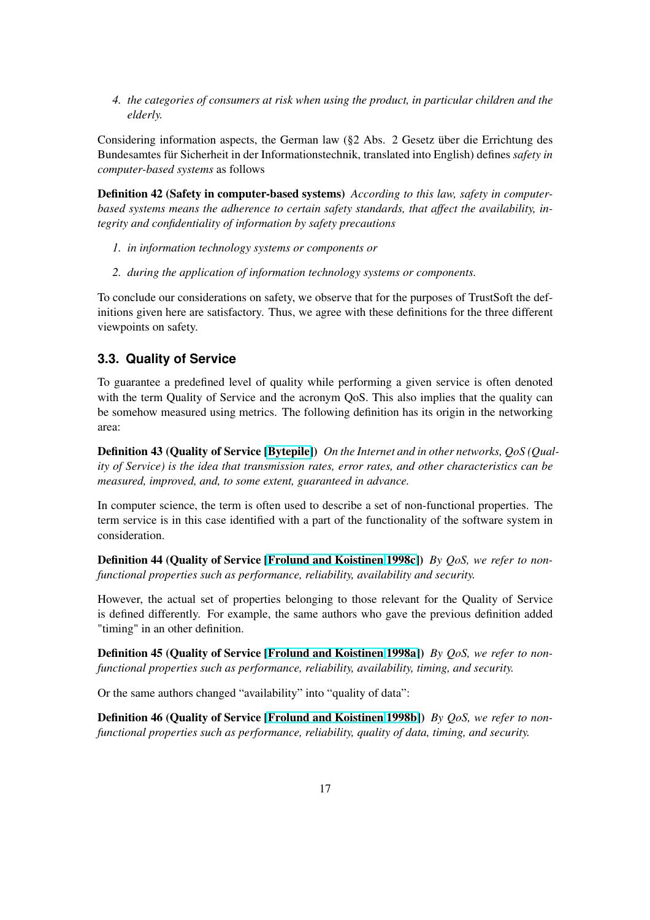4. *the categories of consumers at risk when using the product, in particular children and the elderly.*

Considering information aspects, the German law (§2 Abs. 2 Gesetz über die Errichtung des Bundesamtes für Sicherheit in der Informationstechnik, translated into English) defines *safety in computer-based systems* as follows

**Definition 42 (Safety in computer-based systems)** *According to this law, safety in computer-based systems means the adherence to certain safety standards, that affect the availability, integrity and confidentiality of information by safety precautions*

1. *in information technology systems or components or*
2. *during the application of information technology systems or components.*

To conclude our considerations on safety, we observe that for the purposes of TrustSoft the definitions given here are satisfactory. Thus, we agree with these definitions for the three different viewpoints on safety.

### 3.3. Quality of Service

To guarantee a predefined level of quality while performing a given service is often denoted with the term Quality of Service and the acronym QoS. This also implies that the quality can be somehow measured using metrics. The following definition has its origin in the networking area:

**Definition 43 (Quality of Service [Bytepile])** *On the Internet and in other networks, QoS (Quality of Service) is the idea that transmission rates, error rates, and other characteristics can be measured, improved, and, to some extent, guaranteed in advance.*

In computer science, the term is often used to describe a set of non-functional properties. The term service is in this case identified with a part of the functionality of the software system in consideration.

**Definition 44 (Quality of Service [Frolund and Koistinen 1998c])** *By QoS, we refer to non-functional properties such as performance, reliability, availability and security.*

However, the actual set of properties belonging to those relevant for the Quality of Service is defined differently. For example, the same authors who gave the previous definition added "timing" in an other definition.

**Definition 45 (Quality of Service [Frolund and Koistinen 1998a])** *By QoS, we refer to non-functional properties such as performance, reliability, availability, timing, and security.*

Or the same authors changed "availability" into "quality of data":

**Definition 46 (Quality of Service [Frolund and Koistinen 1998b])** *By QoS, we refer to non-functional properties such as performance, reliability, quality of data, timing, and security.*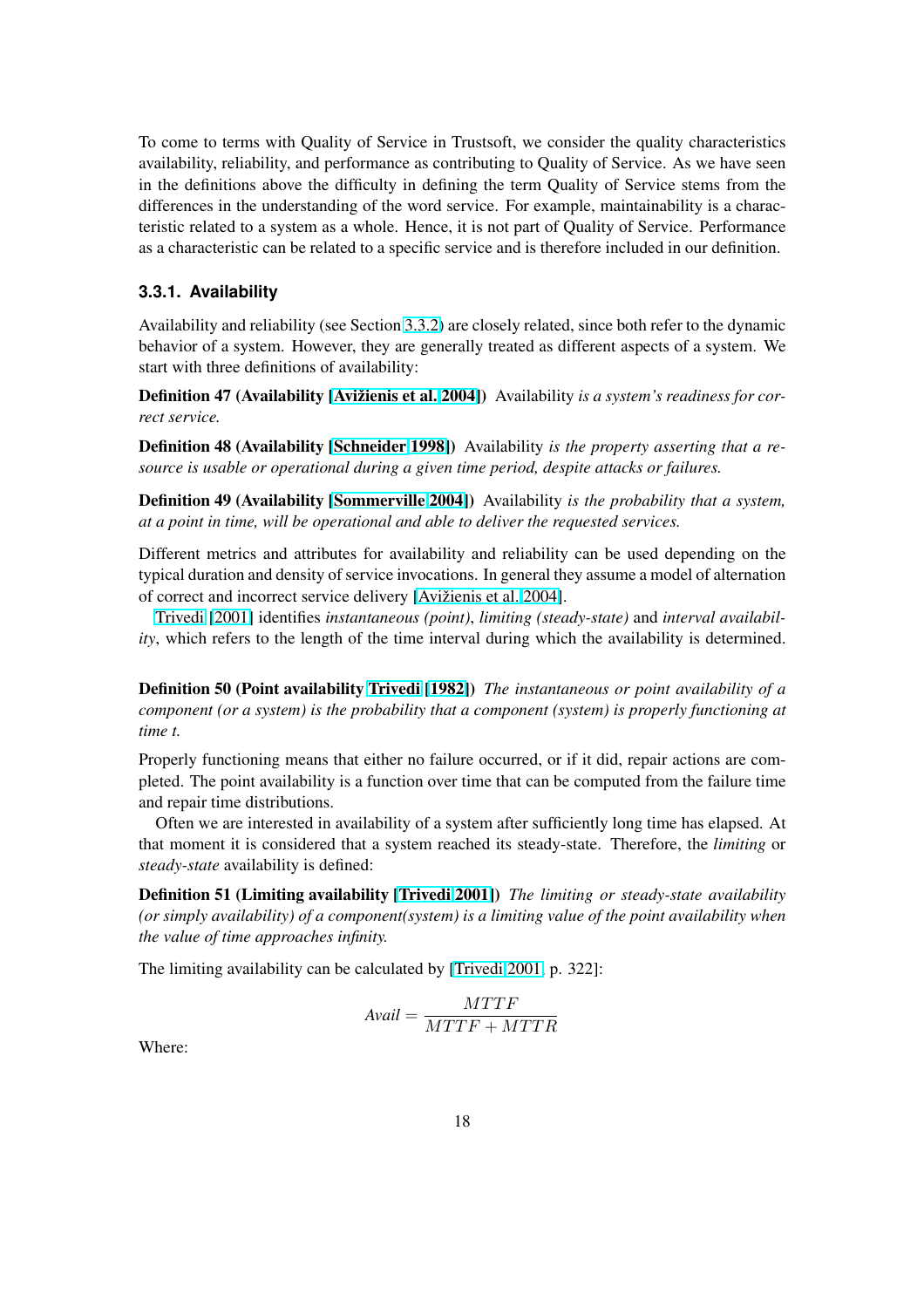To come to terms with Quality of Service in Trustsoft, we consider the quality characteristics availability, reliability, and performance as contributing to Quality of Service. As we have seen in the definitions above the difficulty in defining the term Quality of Service stems from the differences in the understanding of the word service. For example, maintainability is a characteristic related to a system as a whole. Hence, it is not part of Quality of Service. Performance as a characteristic can be related to a specific service and is therefore included in our definition.

### 3.3.1. Availability

Availability and reliability (see Section 3.3.2) are closely related, since both refer to the dynamic behavior of a system. However, they are generally treated as different aspects of a system. We start with three definitions of availability:

**Definition 47 (Availability [Avižienis et al. 2004])** Availability *is a system's readiness for correct service.*

**Definition 48 (Availability [Schneider 1998])** Availability *is the property asserting that a resource is usable or operational during a given time period, despite attacks or failures.*

**Definition 49 (Availability [Sommerville 2004])** Availability *is the probability that a system, at a point in time, will be operational and able to deliver the requested services.*

Different metrics and attributes for availability and reliability can be used depending on the typical duration and density of service invocations. In general they assume a model of alternation of correct and incorrect service delivery [Avižienis et al. 2004].

Trivedi [2001] identifies *instantaneous (point)*, *limiting (steady-state)* and *interval availability*, which refers to the length of the time interval during which the availability is determined.

**Definition 50 (Point availability Trivedi [1982])** *The instantaneous or point availability of a component (or a system) is the probability that a component (system) is properly functioning at time t.*

Properly functioning means that either no failure occurred, or if it did, repair actions are completed. The point availability is a function over time that can be computed from the failure time and repair time distributions.

Often we are interested in availability of a system after sufficiently long time has elapsed. At that moment it is considered that a system reached its steady-state. Therefore, the *limiting* or *steady-state* availability is defined:

**Definition 51 (Limiting availability [Trivedi 2001])** *The limiting or steady-state availability (or simply availability) of a component(system) is a limiting value of the point availability when the value of time approaches infinity.*

The limiting availability can be calculated by [Trivedi 2001, p. 322]:

$$\mathit{Avail} = \frac{MTTF}{MTTF + MTTR}$$

Where: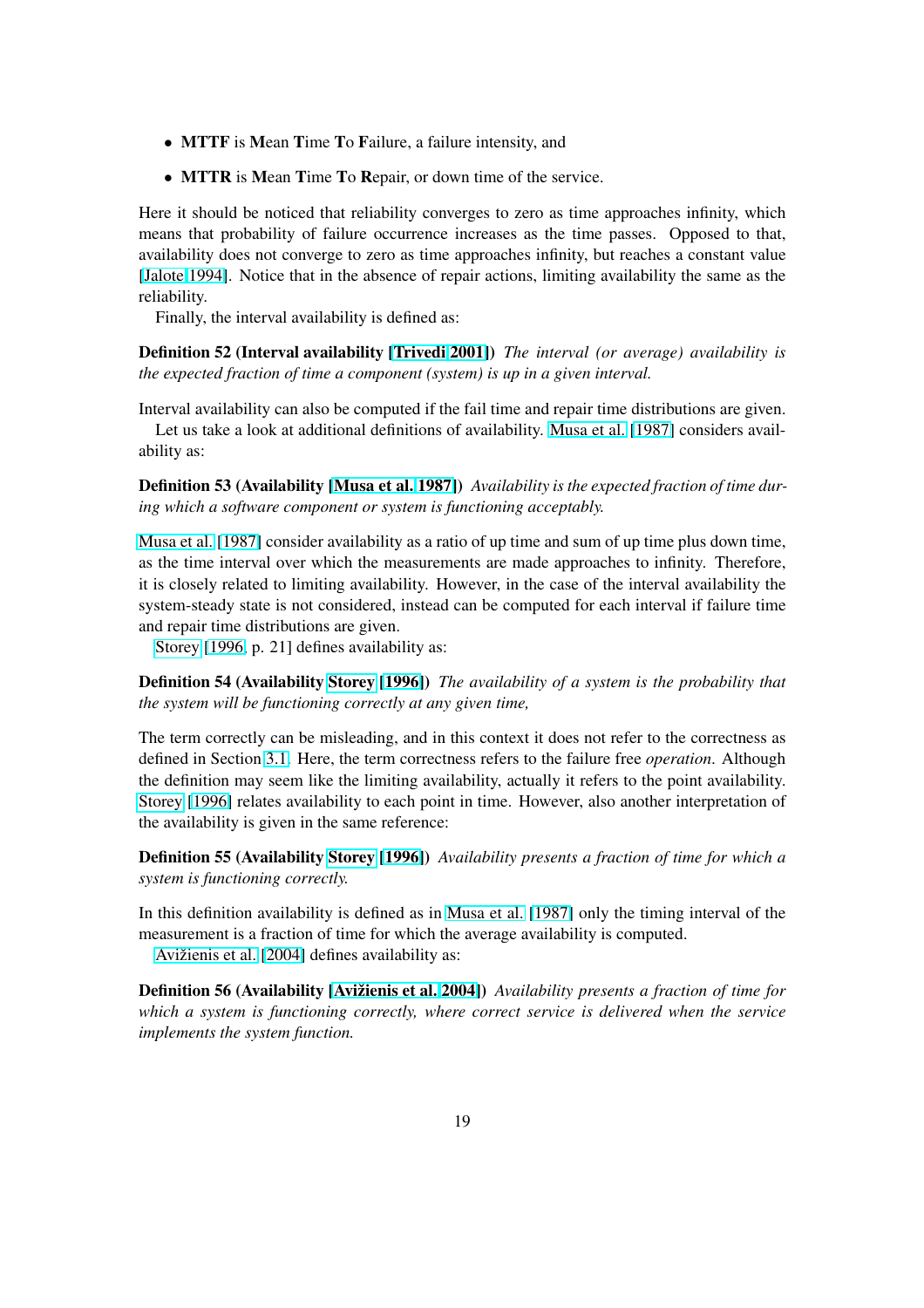- **MTTF** is **M**ean **T**ime **T**o **F**ailure, a failure intensity, and
- **MTTR** is **M**ean **T**ime **T**o **R**epair, or down time of the service.

Here it should be noticed that reliability converges to zero as time approaches infinity, which means that probability of failure occurrence increases as the time passes. Opposed to that, availability does not converge to zero as time approaches infinity, but reaches a constant value [Jalote 1994]. Notice that in the absence of repair actions, limiting availability the same as the reliability.

Finally, the interval availability is defined as:

**Definition 52 (Interval availability [Trivedi 2001])** *The interval (or average) availability is the expected fraction of time a component (system) is up in a given interval.*

Interval availability can also be computed if the fail time and repair time distributions are given.

Let us take a look at additional definitions of availability. Musa et al. [1987] considers availability as:

**Definition 53 (Availability [Musa et al. 1987])** *Availability is the expected fraction of time during which a software component or system is functioning acceptably.*

Musa et al. [1987] consider availability as a ratio of up time and sum of up time plus down time, as the time interval over which the measurements are made approaches to infinity. Therefore, it is closely related to limiting availability. However, in the case of the interval availability the system-steady state is not considered, instead can be computed for each interval if failure time and repair time distributions are given.

Storey [1996, p. 21] defines availability as:

**Definition 54 (Availability Storey [1996])** *The availability of a system is the probability that the system will be functioning correctly at any given time,*

The term correctly can be misleading, and in this context it does not refer to the correctness as defined in Section 3.1. Here, the term correctness refers to the failure free *operation*. Although the definition may seem like the limiting availability, actually it refers to the point availability. Storey [1996] relates availability to each point in time. However, also another interpretation of the availability is given in the same reference:

**Definition 55 (Availability Storey [1996])** *Availability presents a fraction of time for which a system is functioning correctly.*

In this definition availability is defined as in Musa et al. [1987] only the timing interval of the measurement is a fraction of time for which the average availability is computed.

Avižienis et al. [2004] defines availability as:

**Definition 56 (Availability [Avižienis et al. 2004])** *Availability presents a fraction of time for which a system is functioning correctly, where correct service is delivered when the service implements the system function.*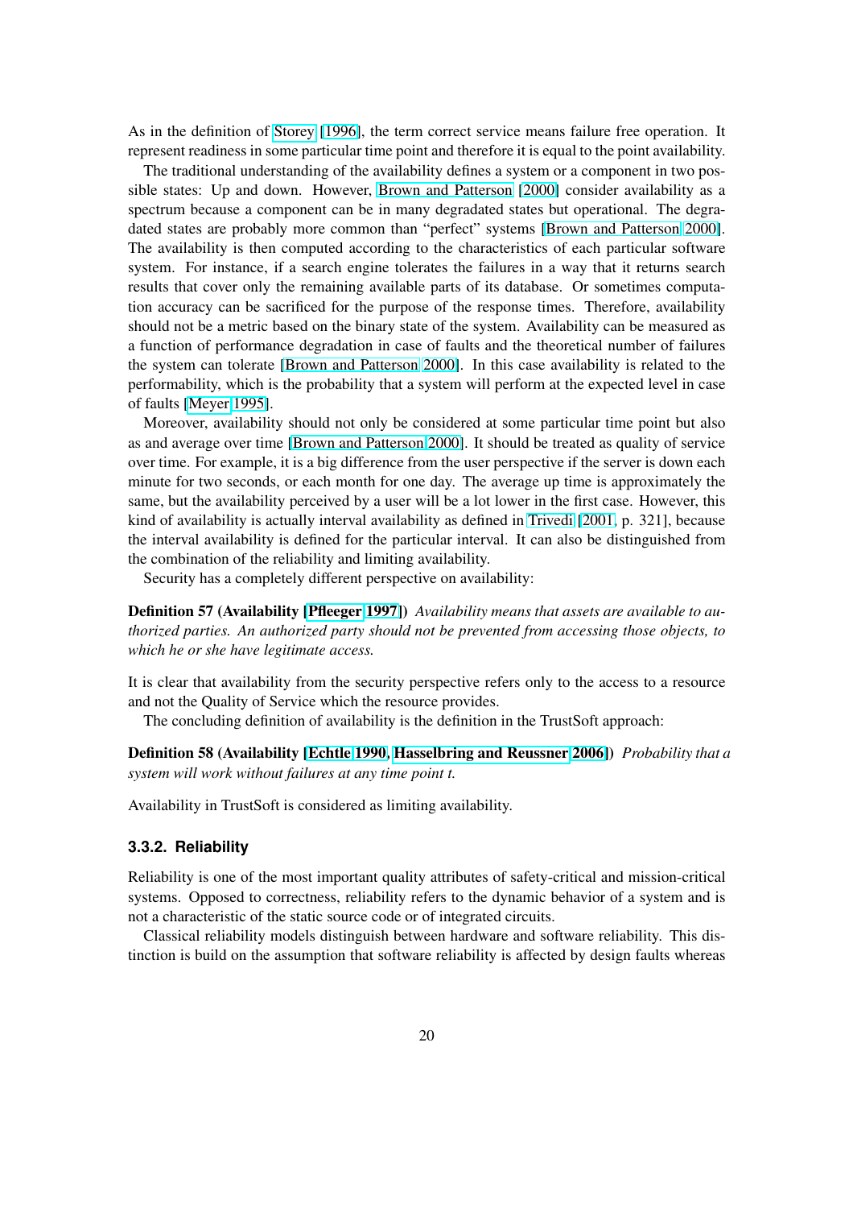As in the definition of Storey [1996], the term correct service means failure free operation. It represent readiness in some particular time point and therefore it is equal to the point availability.

The traditional understanding of the availability defines a system or a component in two possible states: Up and down. However, Brown and Patterson [2000] consider availability as a spectrum because a component can be in many degradated states but operational. The degradated states are probably more common than "perfect" systems [Brown and Patterson 2000]. The availability is then computed according to the characteristics of each particular software system. For instance, if a search engine tolerates the failures in a way that it returns search results that cover only the remaining available parts of its database. Or sometimes computation accuracy can be sacrificed for the purpose of the response times. Therefore, availability should not be a metric based on the binary state of the system. Availability can be measured as a function of performance degradation in case of faults and the theoretical number of failures the system can tolerate [Brown and Patterson 2000]. In this case availability is related to the performability, which is the probability that a system will perform at the expected level in case of faults [Meyer 1995].

Moreover, availability should not only be considered at some particular time point but also as and average over time [Brown and Patterson 2000]. It should be treated as quality of service over time. For example, it is a big difference from the user perspective if the server is down each minute for two seconds, or each month for one day. The average up time is approximately the same, but the availability perceived by a user will be a lot lower in the first case. However, this kind of availability is actually interval availability as defined in Trivedi [2001, p. 321], because the interval availability is defined for the particular interval. It can also be distinguished from the combination of the reliability and limiting availability.

Security has a completely different perspective on availability:

**Definition 57 (Availability [Pfleeger 1997])** *Availability means that assets are available to authorized parties. An authorized party should not be prevented from accessing those objects, to which he or she have legitimate access.*

It is clear that availability from the security perspective refers only to the access to a resource and not the Quality of Service which the resource provides.

The concluding definition of availability is the definition in the TrustSoft approach:

**Definition 58 (Availability [Echtle 1990, Hasselbring and Reussner 2006])** *Probability that a system will work without failures at any time point t.*

Availability in TrustSoft is considered as limiting availability.

### 3.3.2. Reliability

Reliability is one of the most important quality attributes of safety-critical and mission-critical systems. Opposed to correctness, reliability refers to the dynamic behavior of a system and is not a characteristic of the static source code or of integrated circuits.

Classical reliability models distinguish between hardware and software reliability. This distinction is build on the assumption that software reliability is affected by design faults whereas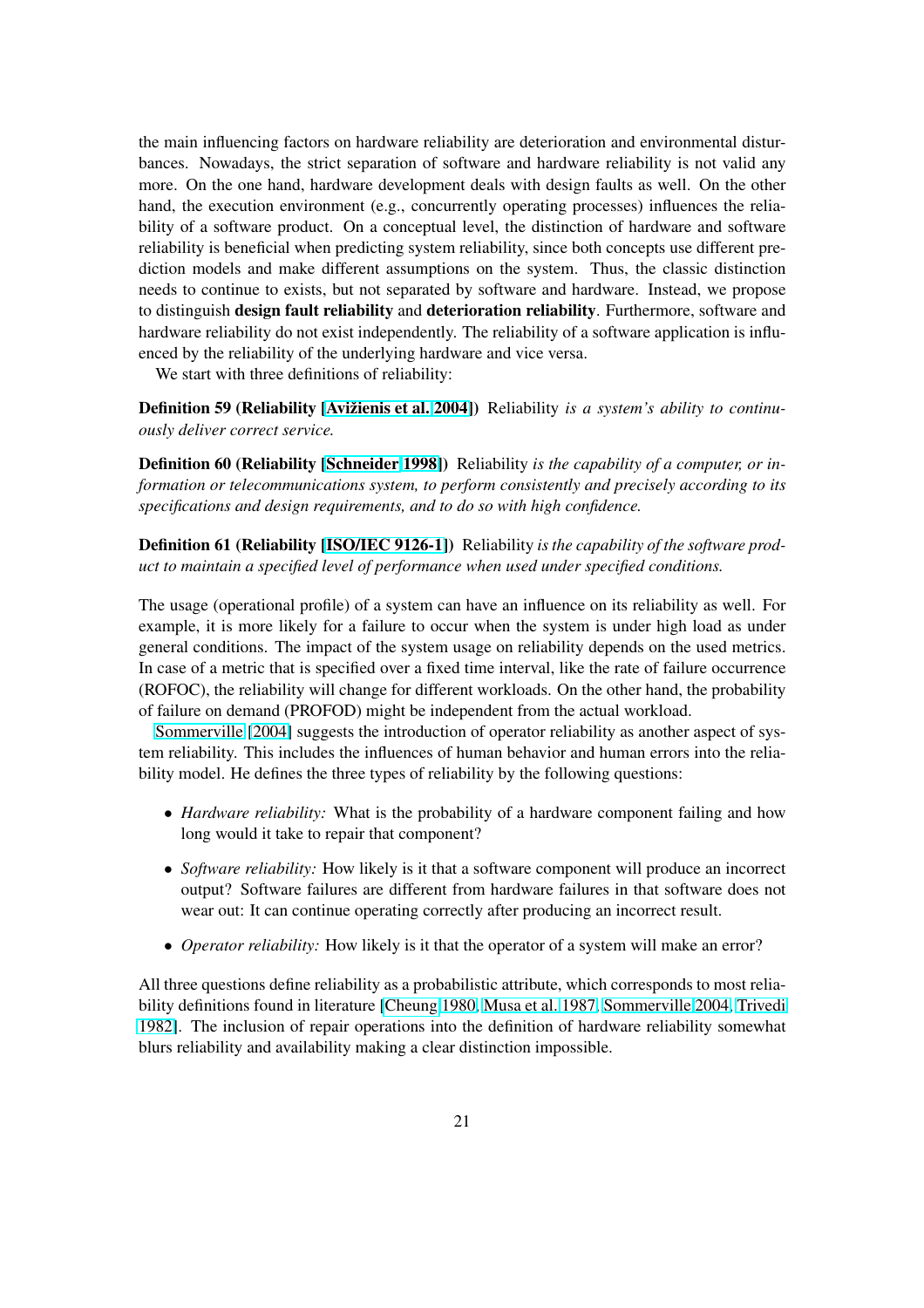the main influencing factors on hardware reliability are deterioration and environmental disturbances. Nowadays, the strict separation of software and hardware reliability is not valid any more. On the one hand, hardware development deals with design faults as well. On the other hand, the execution environment (e.g., concurrently operating processes) influences the reliability of a software product. On a conceptual level, the distinction of hardware and software reliability is beneficial when predicting system reliability, since both concepts use different prediction models and make different assumptions on the system. Thus, the classic distinction needs to continue to exists, but not separated by software and hardware. Instead, we propose to distinguish **design fault reliability** and **deterioration reliability**. Furthermore, software and hardware reliability do not exist independently. The reliability of a software application is influenced by the reliability of the underlying hardware and vice versa.

We start with three definitions of reliability:

**Definition 59 (Reliability [Avižienis et al. 2004])** Reliability *is a system's ability to continuously deliver correct service.*

**Definition 60 (Reliability [Schneider 1998])** Reliability *is the capability of a computer, or information or telecommunications system, to perform consistently and precisely according to its specifications and design requirements, and to do so with high confidence.*

**Definition 61 (Reliability [ISO/IEC 9126-1])** Reliability *is the capability of the software product to maintain a specified level of performance when used under specified conditions.*

The usage (operational profile) of a system can have an influence on its reliability as well. For example, it is more likely for a failure to occur when the system is under high load as under general conditions. The impact of the system usage on reliability depends on the used metrics. In case of a metric that is specified over a fixed time interval, like the rate of failure occurrence (ROFOC), the reliability will change for different workloads. On the other hand, the probability of failure on demand (PROFOD) might be independent from the actual workload.

Sommerville [2004] suggests the introduction of operator reliability as another aspect of system reliability. This includes the influences of human behavior and human errors into the reliability model. He defines the three types of reliability by the following questions:

- *Hardware reliability:* What is the probability of a hardware component failing and how long would it take to repair that component?
- *Software reliability:* How likely is it that a software component will produce an incorrect output? Software failures are different from hardware failures in that software does not wear out: It can continue operating correctly after producing an incorrect result.
- *Operator reliability:* How likely is it that the operator of a system will make an error?

All three questions define reliability as a probabilistic attribute, which corresponds to most reliability definitions found in literature [Cheung 1980, Musa et al. 1987, Sommerville 2004, Trivedi 1982]. The inclusion of repair operations into the definition of hardware reliability somewhat blurs reliability and availability making a clear distinction impossible.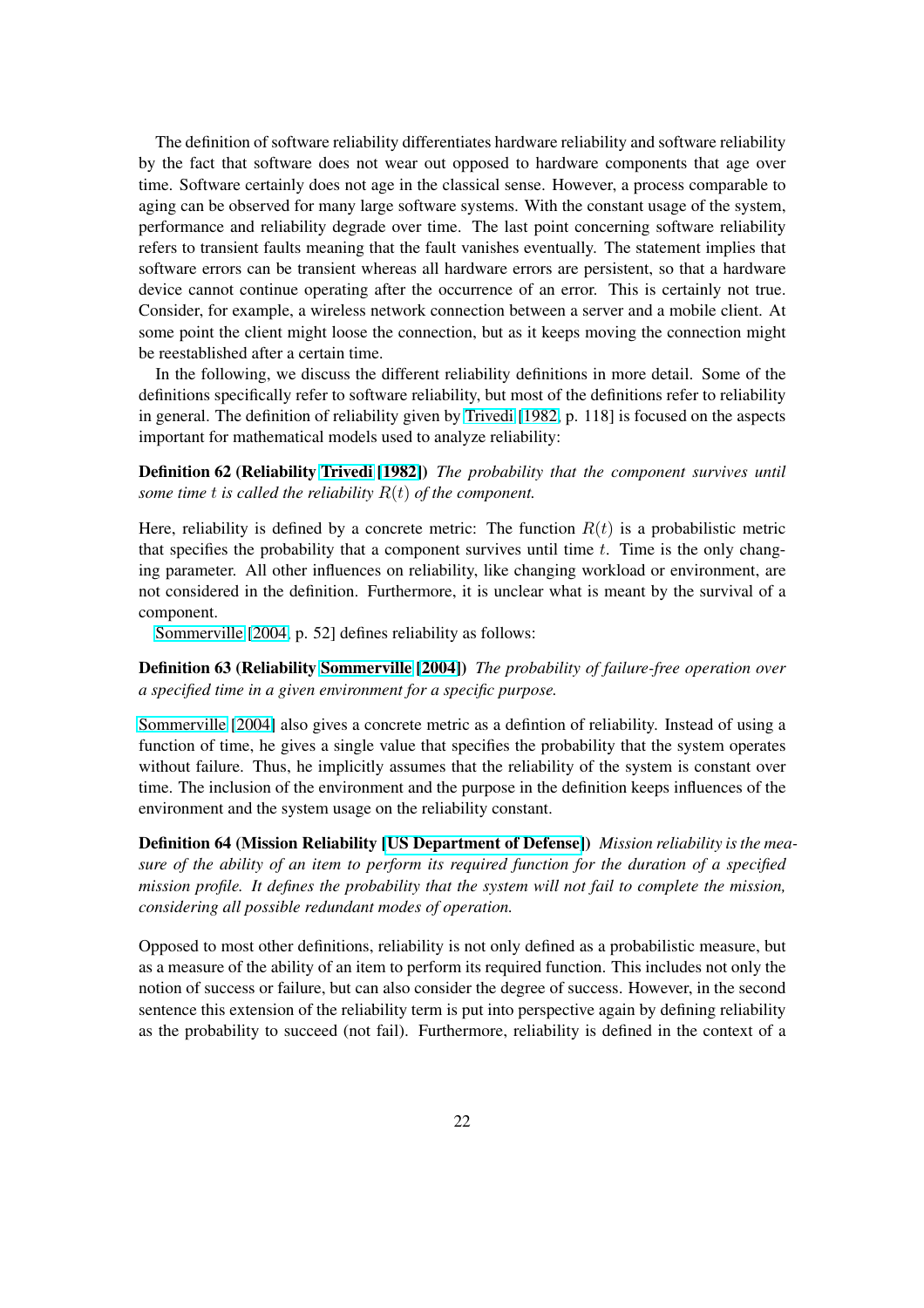The definition of software reliability differentiates hardware reliability and software reliability by the fact that software does not wear out opposed to hardware components that age over time. Software certainly does not age in the classical sense. However, a process comparable to aging can be observed for many large software systems. With the constant usage of the system, performance and reliability degrade over time. The last point concerning software reliability refers to transient faults meaning that the fault vanishes eventually. The statement implies that software errors can be transient whereas all hardware errors are persistent, so that a hardware device cannot continue operating after the occurrence of an error. This is certainly not true. Consider, for example, a wireless network connection between a server and a mobile client. At some point the client might loose the connection, but as it keeps moving the connection might be reestablished after a certain time.

In the following, we discuss the different reliability definitions in more detail. Some of the definitions specifically refer to software reliability, but most of the definitions refer to reliability in general. The definition of reliability given by Trivedi [1982, p. 118] is focused on the aspects important for mathematical models used to analyze reliability:

**Definition 62 (Reliability Trivedi [1982])** *The probability that the component survives until some time $t$ is called the reliability $R(t)$ of the component.*

Here, reliability is defined by a concrete metric: The function $R(t)$ is a probabilistic metric that specifies the probability that a component survives until time $t$. Time is the only changing parameter. All other influences on reliability, like changing workload or environment, are not considered in the definition. Furthermore, it is unclear what is meant by the survival of a component.

Sommerville [2004, p. 52] defines reliability as follows:

**Definition 63 (Reliability Sommerville [2004])** *The probability of failure-free operation over a specified time in a given environment for a specific purpose.*

Sommerville [2004] also gives a concrete metric as a defintion of reliability. Instead of using a function of time, he gives a single value that specifies the probability that the system operates without failure. Thus, he implicitly assumes that the reliability of the system is constant over time. The inclusion of the environment and the purpose in the definition keeps influences of the environment and the system usage on the reliability constant.

**Definition 64 (Mission Reliability [US Department of Defense])** *Mission reliability is the measure of the ability of an item to perform its required function for the duration of a specified mission profile. It defines the probability that the system will not fail to complete the mission, considering all possible redundant modes of operation.*

Opposed to most other definitions, reliability is not only defined as a probabilistic measure, but as a measure of the ability of an item to perform its required function. This includes not only the notion of success or failure, but can also consider the degree of success. However, in the second sentence this extension of the reliability term is put into perspective again by defining reliability as the probability to succeed (not fail). Furthermore, reliability is defined in the context of a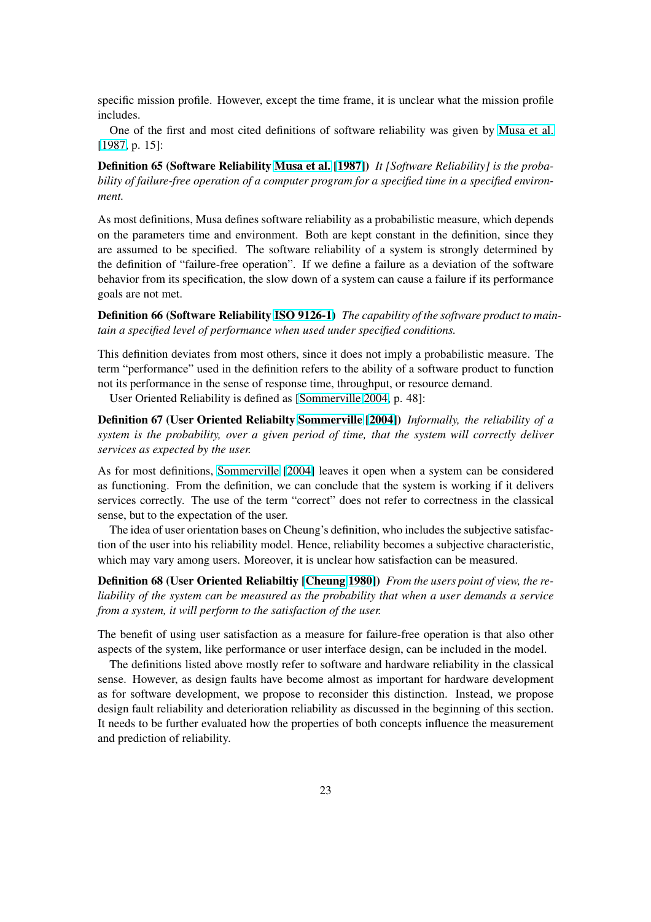specific mission profile. However, except the time frame, it is unclear what the mission profile includes.

One of the first and most cited definitions of software reliability was given by Musa et al. [1987, p. 15]:

**Definition 65 (Software Reliability Musa et al. [1987])** *It [Software Reliability] is the probability of failure-free operation of a computer program for a specified time in a specified environment.*

As most definitions, Musa defines software reliability as a probabilistic measure, which depends on the parameters time and environment. Both are kept constant in the definition, since they are assumed to be specified. The software reliability of a system is strongly determined by the definition of "failure-free operation". If we define a failure as a deviation of the software behavior from its specification, the slow down of a system can cause a failure if its performance goals are not met.

**Definition 66 (Software Reliability ISO 9126-1)** *The capability of the software product to maintain a specified level of performance when used under specified conditions.*

This definition deviates from most others, since it does not imply a probabilistic measure. The term "performance" used in the definition refers to the ability of a software product to function not its performance in the sense of response time, throughput, or resource demand.

User Oriented Reliability is defined as [Sommerville 2004, p. 48]:

**Definition 67 (User Oriented Reliabilty Sommerville [2004])** *Informally, the reliability of a system is the probability, over a given period of time, that the system will correctly deliver services as expected by the user.*

As for most definitions, Sommerville [2004] leaves it open when a system can be considered as functioning. From the definition, we can conclude that the system is working if it delivers services correctly. The use of the term "correct" does not refer to correctness in the classical sense, but to the expectation of the user.

The idea of user orientation bases on Cheung's definition, who includes the subjective satisfaction of the user into his reliability model. Hence, reliability becomes a subjective characteristic, which may vary among users. Moreover, it is unclear how satisfaction can be measured.

**Definition 68 (User Oriented Reliabiltiy [Cheung 1980])** *From the users point of view, the reliability of the system can be measured as the probability that when a user demands a service from a system, it will perform to the satisfaction of the user.*

The benefit of using user satisfaction as a measure for failure-free operation is that also other aspects of the system, like performance or user interface design, can be included in the model.

The definitions listed above mostly refer to software and hardware reliability in the classical sense. However, as design faults have become almost as important for hardware development as for software development, we propose to reconsider this distinction. Instead, we propose design fault reliability and deterioration reliability as discussed in the beginning of this section. It needs to be further evaluated how the properties of both concepts influence the measurement and prediction of reliability.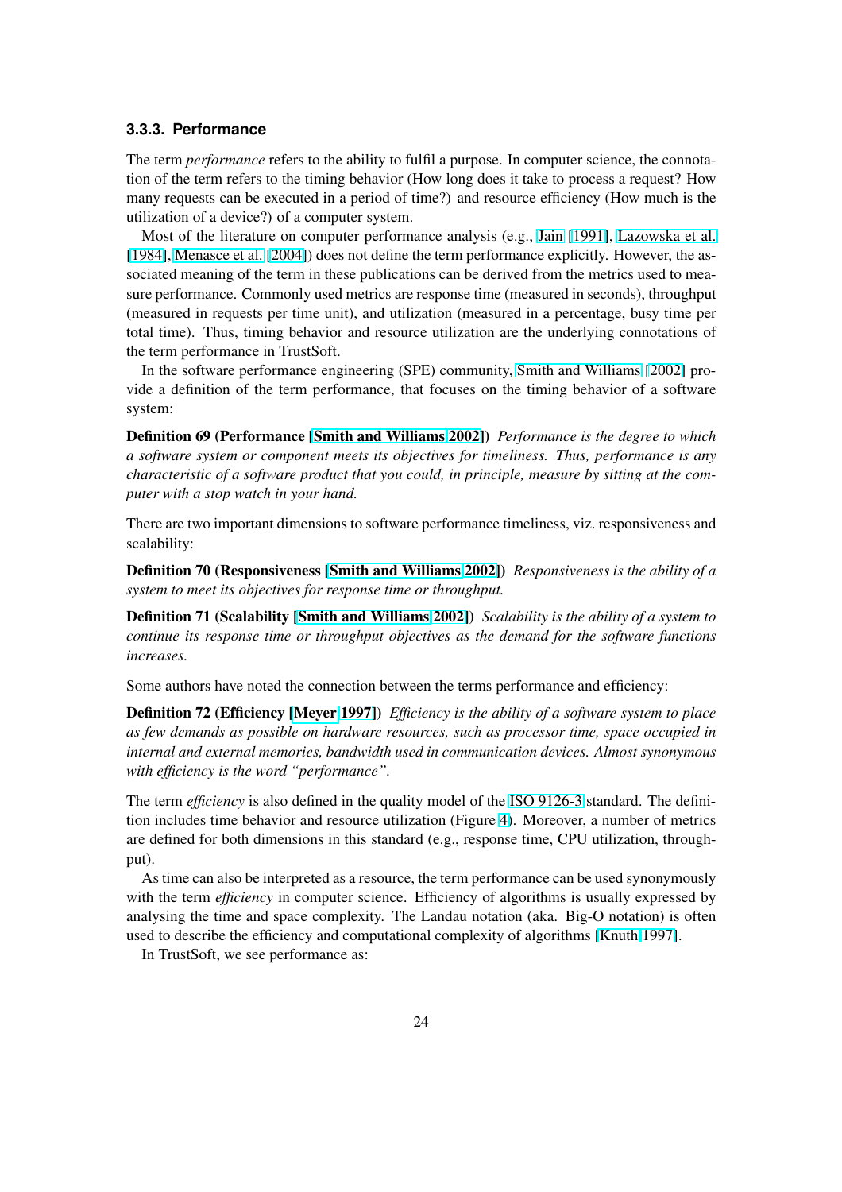### 3.3.3. Performance

The term *performance* refers to the ability to fulfil a purpose. In computer science, the connotation of the term refers to the timing behavior (How long does it take to process a request? How many requests can be executed in a period of time?) and resource efficiency (How much is the utilization of a device?) of a computer system.

Most of the literature on computer performance analysis (e.g., Jain [1991], Lazowska et al. [1984], Menasce et al. [2004]) does not define the term performance explicitly. However, the associated meaning of the term in these publications can be derived from the metrics used to measure performance. Commonly used metrics are response time (measured in seconds), throughput (measured in requests per time unit), and utilization (measured in a percentage, busy time per total time). Thus, timing behavior and resource utilization are the underlying connotations of the term performance in TrustSoft.

In the software performance engineering (SPE) community, Smith and Williams [2002] provide a definition of the term performance, that focuses on the timing behavior of a software system:

**Definition 69 (Performance [Smith and Williams 2002])** *Performance is the degree to which a software system or component meets its objectives for timeliness. Thus, performance is any characteristic of a software product that you could, in principle, measure by sitting at the computer with a stop watch in your hand.*

There are two important dimensions to software performance timeliness, viz. responsiveness and scalability:

**Definition 70 (Responsiveness [Smith and Williams 2002])** *Responsiveness is the ability of a system to meet its objectives for response time or throughput.*

**Definition 71 (Scalability [Smith and Williams 2002])** *Scalability is the ability of a system to continue its response time or throughput objectives as the demand for the software functions increases.*

Some authors have noted the connection between the terms performance and efficiency:

**Definition 72 (Efficiency [Meyer 1997])** *Efficiency is the ability of a software system to place as few demands as possible on hardware resources, such as processor time, space occupied in internal and external memories, bandwidth used in communication devices. Almost synonymous with efficiency is the word "performance".*

The term *efficiency* is also defined in the quality model of the ISO 9126-3 standard. The definition includes time behavior and resource utilization (Figure 4). Moreover, a number of metrics are defined for both dimensions in this standard (e.g., response time, CPU utilization, throughput).

As time can also be interpreted as a resource, the term performance can be used synonymously with the term *efficiency* in computer science. Efficiency of algorithms is usually expressed by analysing the time and space complexity. The Landau notation (aka. Big-O notation) is often used to describe the efficiency and computational complexity of algorithms [Knuth 1997].

In TrustSoft, we see performance as: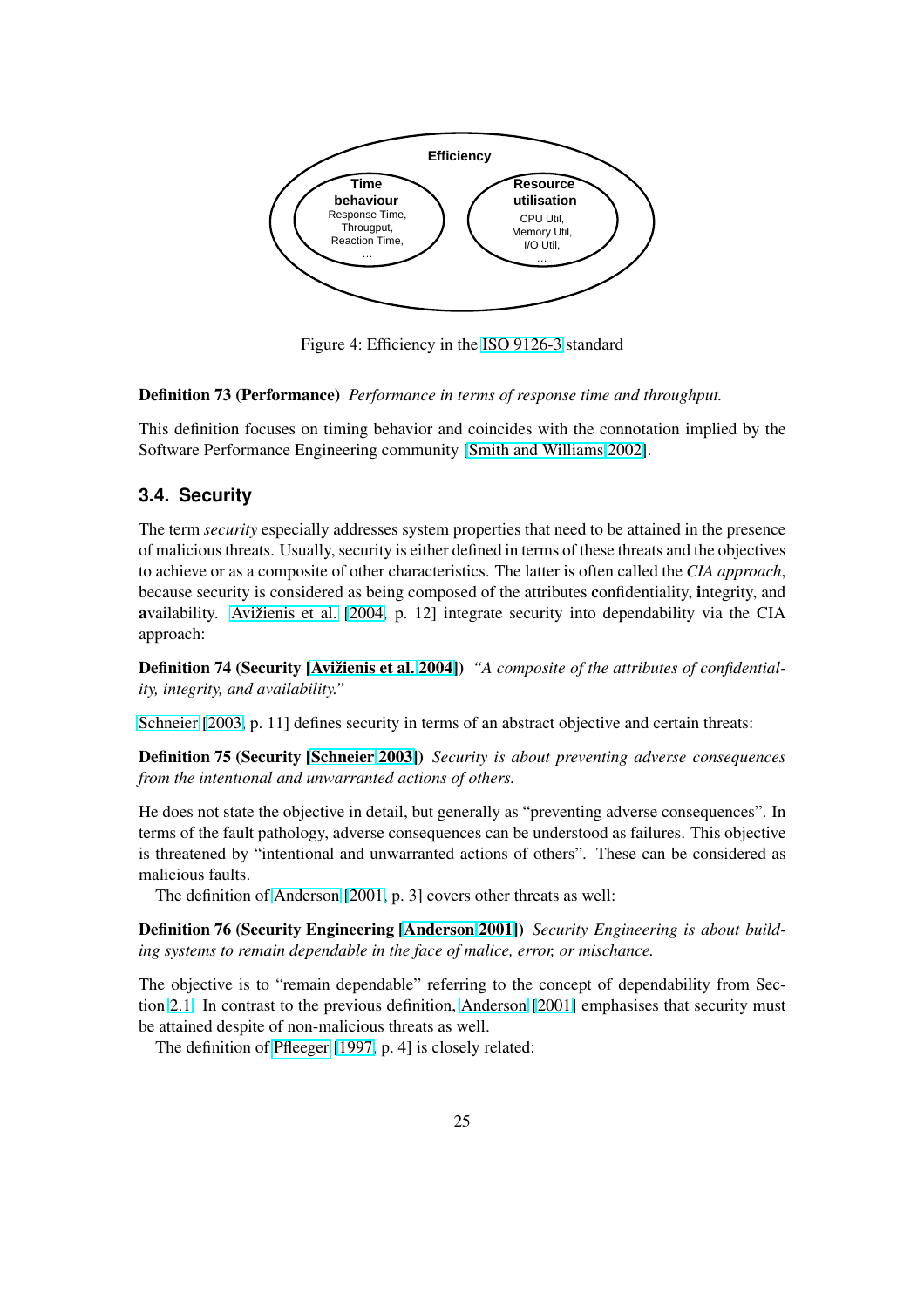Figure 4: Efficiency in the ISO 9126-3 standard

**Definition 73 (Performance)** *Performance in terms of response time and throughput.*

This definition focuses on timing behavior and coincides with the connotation implied by the Software Performance Engineering community [Smith and Williams 2002].

### 3.4. Security

The term *security* especially addresses system properties that need to be attained in the presence of malicious threats. Usually, security is either defined in terms of these threats and the objectives to achieve or as a composite of other characteristics. The latter is often called the *CIA approach*, because security is considered as being composed of the attributes **c**onfidentiality, **i**ntegrity, and **a**vailability. Avižienis et al. [2004, p. 12] integrate security into dependability via the CIA approach:

**Definition 74 (Security [Avižienis et al. 2004])** *"A composite of the attributes of confidentiality, integrity, and availability."*

Schneier [2003, p. 11] defines security in terms of an abstract objective and certain threats:

**Definition 75 (Security [Schneier 2003])** *Security is about preventing adverse consequences from the intentional and unwarranted actions of others.*

He does not state the objective in detail, but generally as "preventing adverse consequences". In terms of the fault pathology, adverse consequences can be understood as failures. This objective is threatened by "intentional and unwarranted actions of others". These can be considered as malicious faults.

The definition of Anderson [2001, p. 3] covers other threats as well:

**Definition 76 (Security Engineering [Anderson 2001])** *Security Engineering is about building systems to remain dependable in the face of malice, error, or mischance.*

The objective is to "remain dependable" referring to the concept of dependability from Section 2.1. In contrast to the previous definition, Anderson [2001] emphasises that security must be attained despite of non-malicious threats as well.

The definition of Pfleeger [1997, p. 4] is closely related: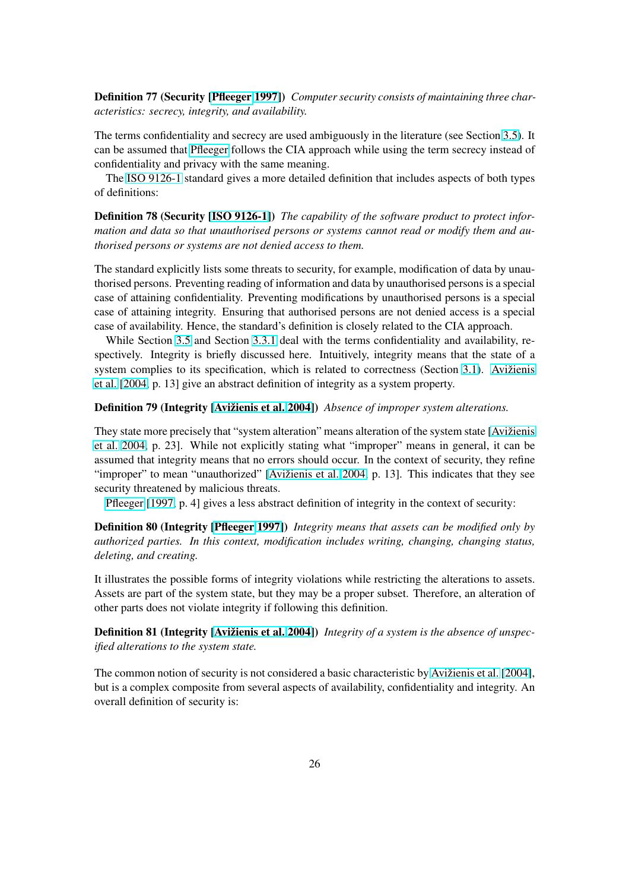**Definition 77 (Security [Pfleeger 1997])** *Computer security consists of maintaining three characteristics: secrecy, integrity, and availability.*

The terms confidentiality and secrecy are used ambiguously in the literature (see Section 3.5). It can be assumed that Pfleeger follows the CIA approach while using the term secrecy instead of confidentiality and privacy with the same meaning.

The ISO 9126-1 standard gives a more detailed definition that includes aspects of both types of definitions:

**Definition 78 (Security [ISO 9126-1])** *The capability of the software product to protect information and data so that unauthorised persons or systems cannot read or modify them and authorised persons or systems are not denied access to them.*

The standard explicitly lists some threats to security, for example, modification of data by unauthorised persons. Preventing reading of information and data by unauthorised persons is a special case of attaining confidentiality. Preventing modifications by unauthorised persons is a special case of attaining integrity. Ensuring that authorised persons are not denied access is a special case of availability. Hence, the standard's definition is closely related to the CIA approach.

While Section 3.5 and Section 3.3.1 deal with the terms confidentiality and availability, respectively. Integrity is briefly discussed here. Intuitively, integrity means that the state of a system complies to its specification, which is related to correctness (Section 3.1). Avižienis et al. [2004, p. 13] give an abstract definition of integrity as a system property.

**Definition 79 (Integrity [Avižienis et al. 2004])** *Absence of improper system alterations.*

They state more precisely that "system alteration" means alteration of the system state [Avižienis et al. 2004, p. 23]. While not explicitly stating what "improper" means in general, it can be assumed that integrity means that no errors should occur. In the context of security, they refine "improper" to mean "unauthorized" [Avižienis et al. 2004, p. 13]. This indicates that they see security threatened by malicious threats.

Pfleeger [1997, p. 4] gives a less abstract definition of integrity in the context of security:

**Definition 80 (Integrity [Pfleeger 1997])** *Integrity means that assets can be modified only by authorized parties. In this context, modification includes writing, changing, changing status, deleting, and creating.*

It illustrates the possible forms of integrity violations while restricting the alterations to assets. Assets are part of the system state, but they may be a proper subset. Therefore, an alteration of other parts does not violate integrity if following this definition.

**Definition 81 (Integrity [Avižienis et al. 2004])** *Integrity of a system is the absence of unspecified alterations to the system state.*

The common notion of security is not considered a basic characteristic by Avižienis et al. [2004], but is a complex composite from several aspects of availability, confidentiality and integrity. An overall definition of security is: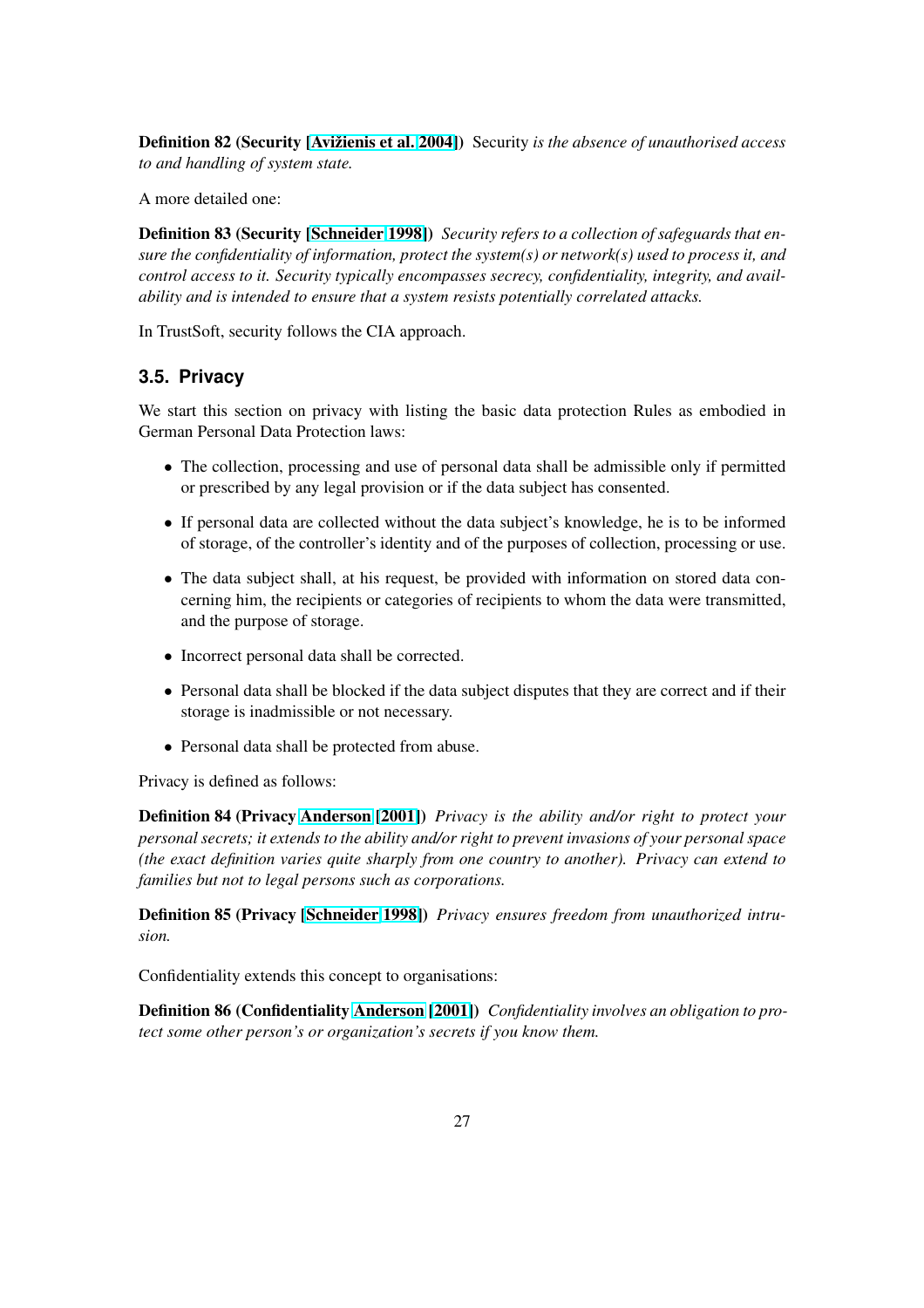**Definition 82 (Security [Avižienis et al. 2004])** Security *is the absence of unauthorised access to and handling of system state.*

A more detailed one:

**Definition 83 (Security [Schneider 1998])** *Security refers to a collection of safeguards that ensure the confidentiality of information, protect the system(s) or network(s) used to process it, and control access to it. Security typically encompasses secrecy, confidentiality, integrity, and availability and is intended to ensure that a system resists potentially correlated attacks.*

In TrustSoft, security follows the CIA approach.

### 3.5. Privacy

We start this section on privacy with listing the basic data protection Rules as embodied in German Personal Data Protection laws:

- The collection, processing and use of personal data shall be admissible only if permitted or prescribed by any legal provision or if the data subject has consented.
- If personal data are collected without the data subject's knowledge, he is to be informed of storage, of the controller's identity and of the purposes of collection, processing or use.
- The data subject shall, at his request, be provided with information on stored data concerning him, the recipients or categories of recipients to whom the data were transmitted, and the purpose of storage.
- Incorrect personal data shall be corrected.
- Personal data shall be blocked if the data subject disputes that they are correct and if their storage is inadmissible or not necessary.
- Personal data shall be protected from abuse.

Privacy is defined as follows:

**Definition 84 (Privacy Anderson [2001])** *Privacy is the ability and/or right to protect your personal secrets; it extends to the ability and/or right to prevent invasions of your personal space (the exact definition varies quite sharply from one country to another). Privacy can extend to families but not to legal persons such as corporations.*

**Definition 85 (Privacy [Schneider 1998])** *Privacy ensures freedom from unauthorized intrusion.*

Confidentiality extends this concept to organisations:

**Definition 86 (Confidentiality Anderson [2001])** *Confidentiality involves an obligation to protect some other person's or organization's secrets if you know them.*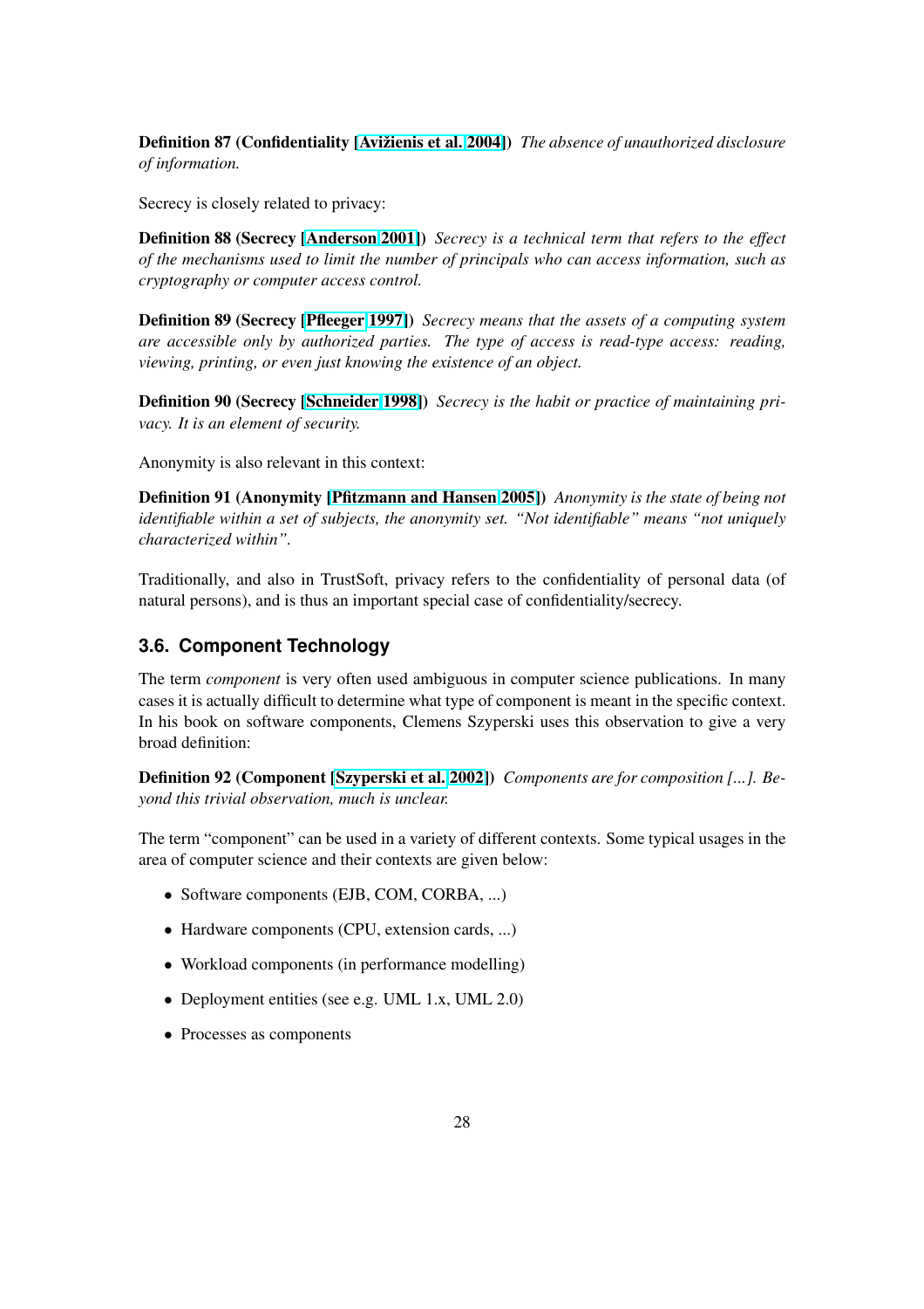**Definition 87 (Confidentiality [Avižienis et al. 2004])** *The absence of unauthorized disclosure of information.*

Secrecy is closely related to privacy:

**Definition 88 (Secrecy [Anderson 2001])** *Secrecy is a technical term that refers to the effect of the mechanisms used to limit the number of principals who can access information, such as cryptography or computer access control.*

**Definition 89 (Secrecy [Pfleeger 1997])** *Secrecy means that the assets of a computing system are accessible only by authorized parties. The type of access is read-type access: reading, viewing, printing, or even just knowing the existence of an object.*

**Definition 90 (Secrecy [Schneider 1998])** *Secrecy is the habit or practice of maintaining privacy. It is an element of security.*

Anonymity is also relevant in this context:

**Definition 91 (Anonymity [Pfitzmann and Hansen 2005])** *Anonymity is the state of being not identifiable within a set of subjects, the anonymity set. "Not identifiable" means "not uniquely characterized within".*

Traditionally, and also in TrustSoft, privacy refers to the confidentiality of personal data (of natural persons), and is thus an important special case of confidentiality/secrecy.

### 3.6. Component Technology

The term *component* is very often used ambiguous in computer science publications. In many cases it is actually difficult to determine what type of component is meant in the specific context. In his book on software components, Clemens Szyperski uses this observation to give a very broad definition:

**Definition 92 (Component [Szyperski et al. 2002])** *Components are for composition [...]. Beyond this trivial observation, much is unclear.*

The term "component" can be used in a variety of different contexts. Some typical usages in the area of computer science and their contexts are given below:

- Software components (EJB, COM, CORBA, ...)
- Hardware components (CPU, extension cards, ...)
- Workload components (in performance modelling)
- Deployment entities (see e.g. UML 1.x, UML 2.0)
- Processes as components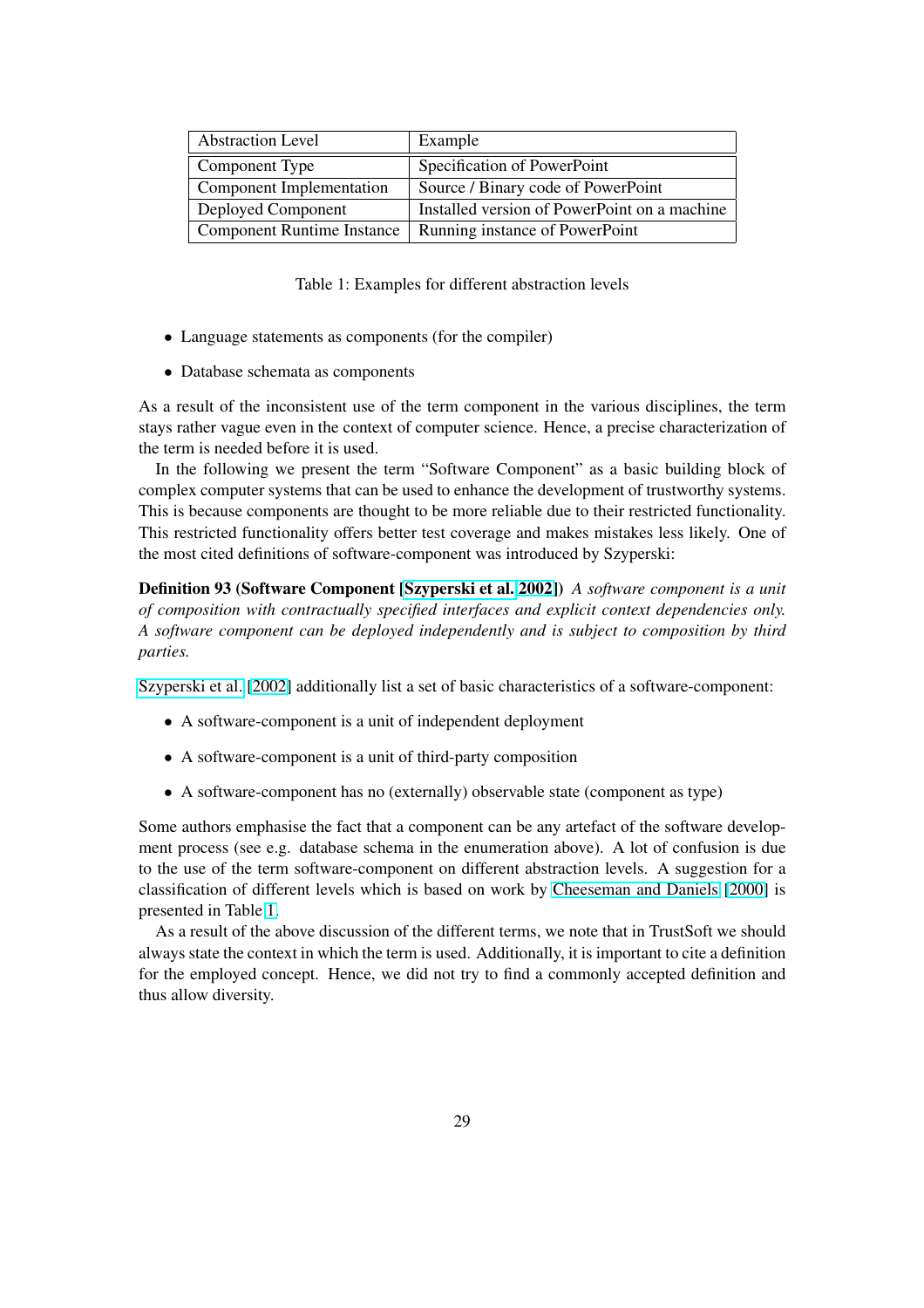| Abstraction Level | Example |
|---|---|
| Component Type | Specification of PowerPoint |
| Component Implementation | Source / Binary code of PowerPoint |
| Deployed Component | Installed version of PowerPoint on a machine |
| Component Runtime Instance | Running instance of PowerPoint |

Table 1: Examples for different abstraction levels

- Language statements as components (for the compiler)
- Database schemata as components

As a result of the inconsistent use of the term component in the various disciplines, the term stays rather vague even in the context of computer science. Hence, a precise characterization of the term is needed before it is used.

In the following we present the term "Software Component" as a basic building block of complex computer systems that can be used to enhance the development of trustworthy systems. This is because components are thought to be more reliable due to their restricted functionality. This restricted functionality offers better test coverage and makes mistakes less likely. One of the most cited definitions of software-component was introduced by Szyperski:

**Definition 93 (Software Component [Szyperski et al. 2002])** *A software component is a unit of composition with contractually specified interfaces and explicit context dependencies only. A software component can be deployed independently and is subject to composition by third parties.*

Szyperski et al. [2002] additionally list a set of basic characteristics of a software-component:

- A software-component is a unit of independent deployment
- A software-component is a unit of third-party composition
- A software-component has no (externally) observable state (component as type)

Some authors emphasise the fact that a component can be any artefact of the software development process (see e.g. database schema in the enumeration above). A lot of confusion is due to the use of the term software-component on different abstraction levels. A suggestion for a classification of different levels which is based on work by Cheeseman and Daniels [2000] is presented in Table 1.

As a result of the above discussion of the different terms, we note that in TrustSoft we should always state the context in which the term is used. Additionally, it is important to cite a definition for the employed concept. Hence, we did not try to find a commonly accepted definition and thus allow diversity.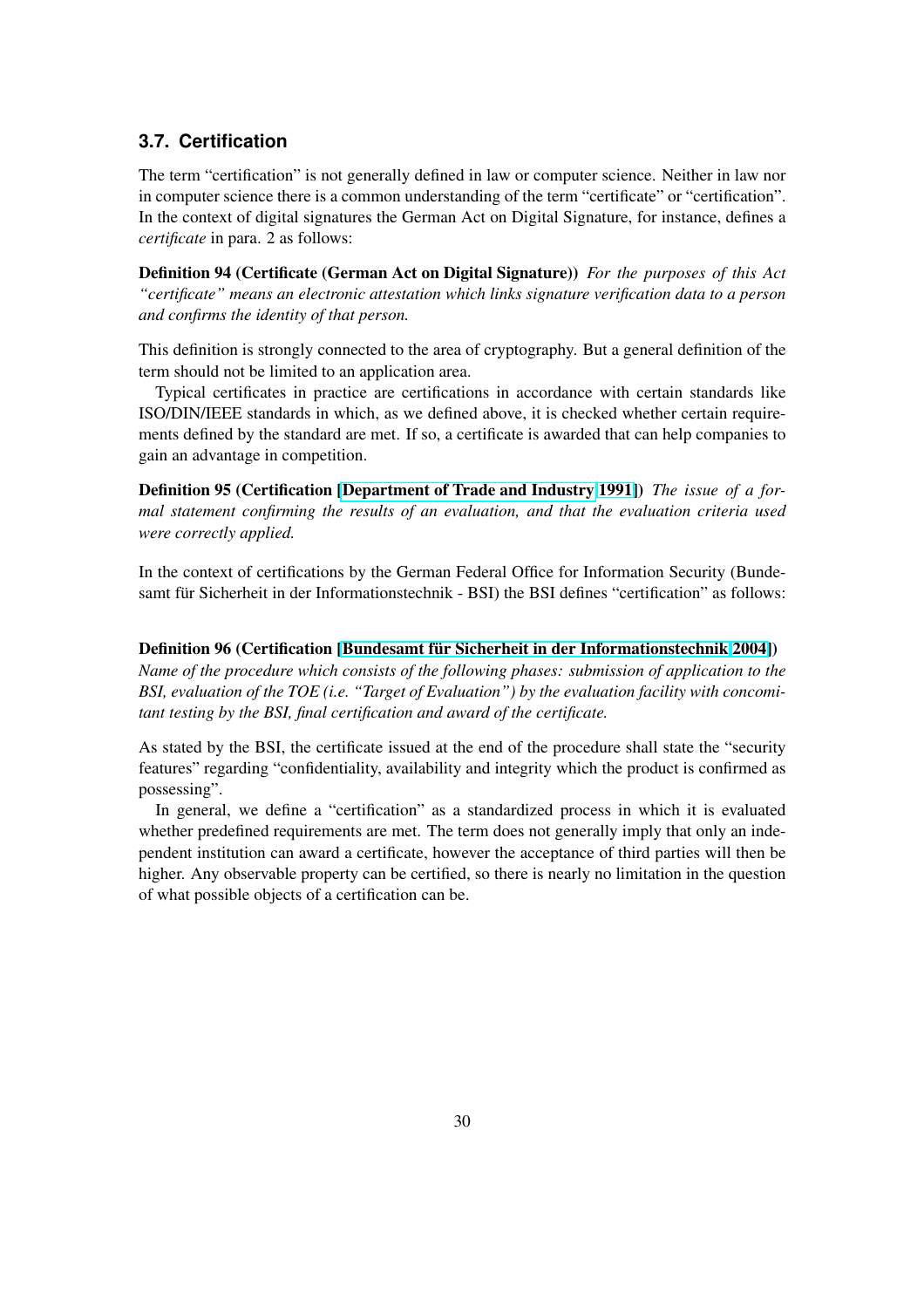### 3.7. Certification

The term "certification" is not generally defined in law or computer science. Neither in law nor in computer science there is a common understanding of the term "certificate" or "certification". In the context of digital signatures the German Act on Digital Signature, for instance, defines a *certificate* in para. 2 as follows:

**Definition 94 (Certificate (German Act on Digital Signature))** *For the purposes of this Act "certificate" means an electronic attestation which links signature verification data to a person and confirms the identity of that person.*

This definition is strongly connected to the area of cryptography. But a general definition of the term should not be limited to an application area.

Typical certificates in practice are certifications in accordance with certain standards like ISO/DIN/IEEE standards in which, as we defined above, it is checked whether certain requirements defined by the standard are met. If so, a certificate is awarded that can help companies to gain an advantage in competition.

**Definition 95 (Certification [Department of Trade and Industry 1991])** *The issue of a formal statement confirming the results of an evaluation, and that the evaluation criteria used were correctly applied.*

In the context of certifications by the German Federal Office for Information Security (Bundesamt für Sicherheit in der Informationstechnik - BSI) the BSI defines "certification" as follows:

**Definition 96 (Certification [Bundesamt für Sicherheit in der Informationstechnik 2004])** *Name of the procedure which consists of the following phases: submission of application to the BSI, evaluation of the TOE (i.e. "Target of Evaluation") by the evaluation facility with concomitant testing by the BSI, final certification and award of the certificate.*

As stated by the BSI, the certificate issued at the end of the procedure shall state the "security features" regarding "confidentiality, availability and integrity which the product is confirmed as possessing".

In general, we define a "certification" as a standardized process in which it is evaluated whether predefined requirements are met. The term does not generally imply that only an independent institution can award a certificate, however the acceptance of third parties will then be higher. Any observable property can be certified, so there is nearly no limitation in the question of what possible objects of a certification can be.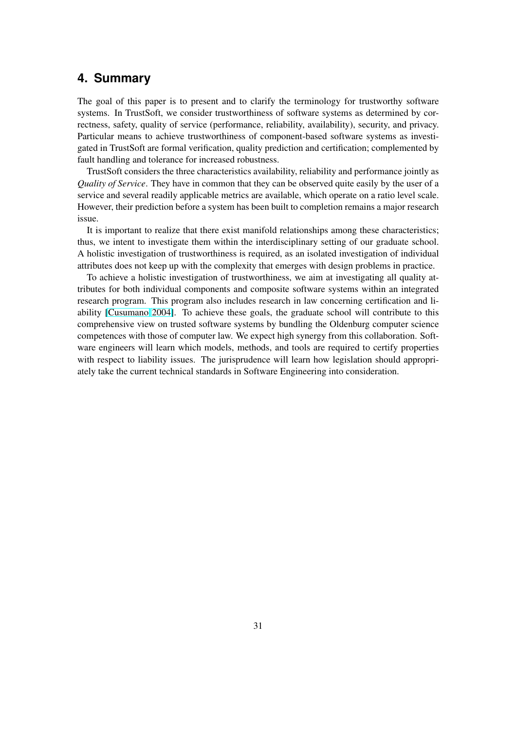## 4. Summary

The goal of this paper is to present and to clarify the terminology for trustworthy software systems. In TrustSoft, we consider trustworthiness of software systems as determined by correctness, safety, quality of service (performance, reliability, availability), security, and privacy. Particular means to achieve trustworthiness of component-based software systems as investigated in TrustSoft are formal verification, quality prediction and certification; complemented by fault handling and tolerance for increased robustness.

TrustSoft considers the three characteristics availability, reliability and performance jointly as *Quality of Service*. They have in common that they can be observed quite easily by the user of a service and several readily applicable metrics are available, which operate on a ratio level scale. However, their prediction before a system has been built to completion remains a major research issue.

It is important to realize that there exist manifold relationships among these characteristics; thus, we intent to investigate them within the interdisciplinary setting of our graduate school. A holistic investigation of trustworthiness is required, as an isolated investigation of individual attributes does not keep up with the complexity that emerges with design problems in practice.

To achieve a holistic investigation of trustworthiness, we aim at investigating all quality attributes for both individual components and composite software systems within an integrated research program. This program also includes research in law concerning certification and liability [Cusumano 2004]. To achieve these goals, the graduate school will contribute to this comprehensive view on trusted software systems by bundling the Oldenburg computer science competences with those of computer law. We expect high synergy from this collaboration. Software engineers will learn which models, methods, and tools are required to certify properties with respect to liability issues. The jurisprudence will learn how legislation should appropriately take the current technical standards in Software Engineering into consideration.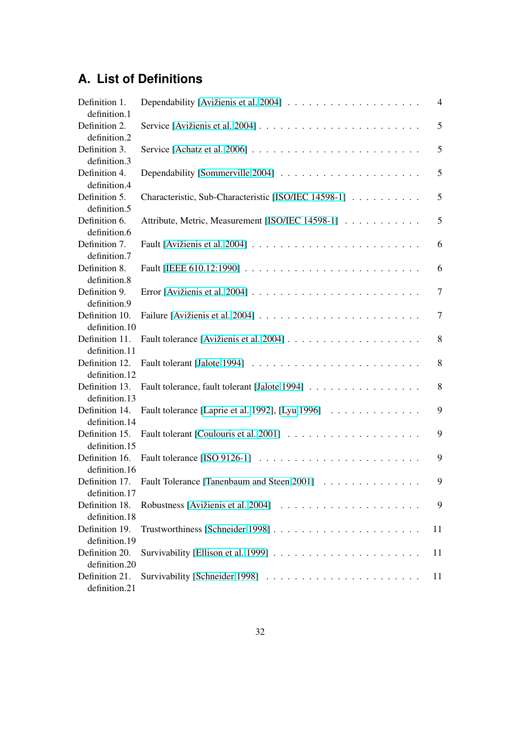# A. List of Definitions

Definition 1. Dependability [Avižienis et al. 2004] . . . . . . . . . . . . . . . . . . . 4
definition.1

Definition 2. Service [Avižienis et al. 2004] . . . . . . . . . . . . . . . . . . . . . . . 5
definition.2

Definition 3. Service [Achatz et al. 2006] . . . . . . . . . . . . . . . . . . . . . . . . 5
definition.3

Definition 4. Dependability [Sommerville 2004] . . . . . . . . . . . . . . . . . . . 5
definition.4

Definition 5. Characteristic, Sub-Characteristic [ISO/IEC 14598-1] . . . . . . . . . . 5
definition.5

Definition 6. Attribute, Metric, Measurement [ISO/IEC 14598-1] . . . . . . . . . . . 5
definition.6

Definition 7. Fault [Avižienis et al. 2004] . . . . . . . . . . . . . . . . . . . . . . . 6
definition.7

Definition 8. Fault [IEEE 610.12:1990] . . . . . . . . . . . . . . . . . . . . . . . . 6
definition.8

Definition 9. Error [Avižienis et al. 2004] . . . . . . . . . . . . . . . . . . . . . . . 7
definition.9

Definition 10. Failure [Avižienis et al. 2004] . . . . . . . . . . . . . . . . . . . . . . 7
definition.10

Definition 11. Fault tolerance [Avižienis et al. 2004] . . . . . . . . . . . . . . . . . . 8
definition.11

Definition 12. Fault tolerant [Jalote 1994] . . . . . . . . . . . . . . . . . . . . . . . 8
definition.12

Definition 13. Fault tolerance, fault tolerant [Jalote 1994] . . . . . . . . . . . . . . . 8
definition.13

Definition 14. Fault tolerance [Laprie et al. 1992], [Lyu 1996] . . . . . . . . . . . . . 9
definition.14

Definition 15. Fault tolerant [Coulouris et al. 2001] . . . . . . . . . . . . . . . . . . 9
definition.15

Definition 16. Fault tolerance [ISO 9126-1] . . . . . . . . . . . . . . . . . . . . . . 9
definition.16

Definition 17. Fault Tolerance [Tanenbaum and Steen 2001] . . . . . . . . . . . . . . 9
definition.17

Definition 18. Robustness [Avižienis et al. 2004] . . . . . . . . . . . . . . . . . . . 9
definition.18

Definition 19. Trustworthiness [Schneider 1998] . . . . . . . . . . . . . . . . . . . . 11
definition.19

Definition 20. Survivability [Ellison et al. 1999] . . . . . . . . . . . . . . . . . . . . 11
definition.20

Definition 21. Survivability [Schneider 1998] . . . . . . . . . . . . . . . . . . . . . . 11
definition.21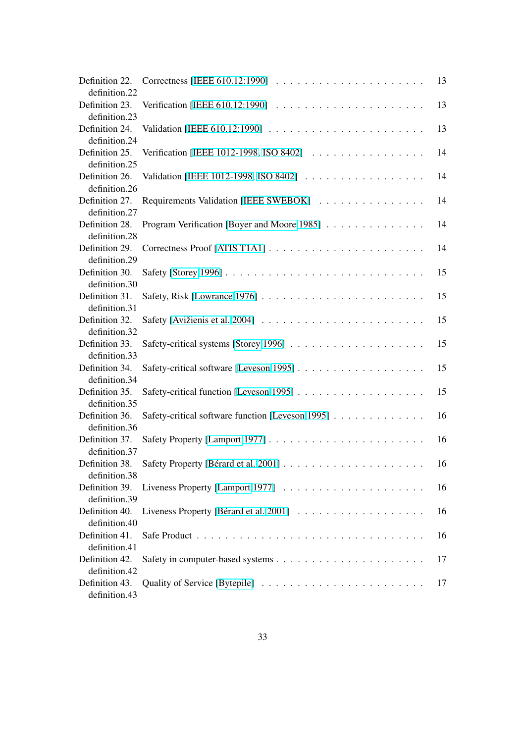Definition 22. Correctness [IEEE 610.12:1990] . . . . . . . . . . . . . . . . . . . . . 13
definition.22

Definition 23. Verification [IEEE 610.12:1990] . . . . . . . . . . . . . . . . . . . . . 13
definition.23

Definition 24. Validation [IEEE 610.12:1990] . . . . . . . . . . . . . . . . . . . . . 13
definition.24

Definition 25. Verification [IEEE 1012-1998, ISO 8402] . . . . . . . . . . . . . . . 14
definition.25

Definition 26. Validation [IEEE 1012-1998, ISO 8402] . . . . . . . . . . . . . . . . 14
definition.26

Definition 27. Requirements Validation [IEEE SWEBOK] . . . . . . . . . . . . . . . 14
definition.27

Definition 28. Program Verification [Boyer and Moore 1985] . . . . . . . . . . . . . 14
definition.28

Definition 29. Correctness Proof [ATIS T1A1] . . . . . . . . . . . . . . . . . . . . . 14
definition.29

Definition 30. Safety [Storey 1996] . . . . . . . . . . . . . . . . . . . . . . . . . . 15
definition.30

Definition 31. Safety, Risk [Lowrance 1976] . . . . . . . . . . . . . . . . . . . . . . 15
definition.31

Definition 32. Safety [Avižienis et al. 2004] . . . . . . . . . . . . . . . . . . . . . 15
definition.32

Definition 33. Safety-critical systems [Storey 1996] . . . . . . . . . . . . . . . . . . 15
definition.33

Definition 34. Safety-critical software [Leveson 1995] . . . . . . . . . . . . . . . . . 15
definition.34

Definition 35. Safety-critical function [Leveson 1995] . . . . . . . . . . . . . . . . . 15
definition.35

Definition 36. Safety-critical software function [Leveson 1995] . . . . . . . . . . . . 16
definition.36

Definition 37. Safety Property [Lamport 1977] . . . . . . . . . . . . . . . . . . . . . 16
definition.37

Definition 38. Safety Property [Bérard et al. 2001] . . . . . . . . . . . . . . . . . . 16
definition.38

Definition 39. Liveness Property [Lamport 1977] . . . . . . . . . . . . . . . . . . . 16
definition.39

Definition 40. Liveness Property [Bérard et al. 2001] . . . . . . . . . . . . . . . . . 16
definition.40

Definition 41. Safe Product . . . . . . . . . . . . . . . . . . . . . . . . . . . . . . 16
definition.41

Definition 42. Safety in computer-based systems . . . . . . . . . . . . . . . . . . . . 17
definition.42

Definition 43. Quality of Service [Bytepile] . . . . . . . . . . . . . . . . . . . . . . 17
definition.43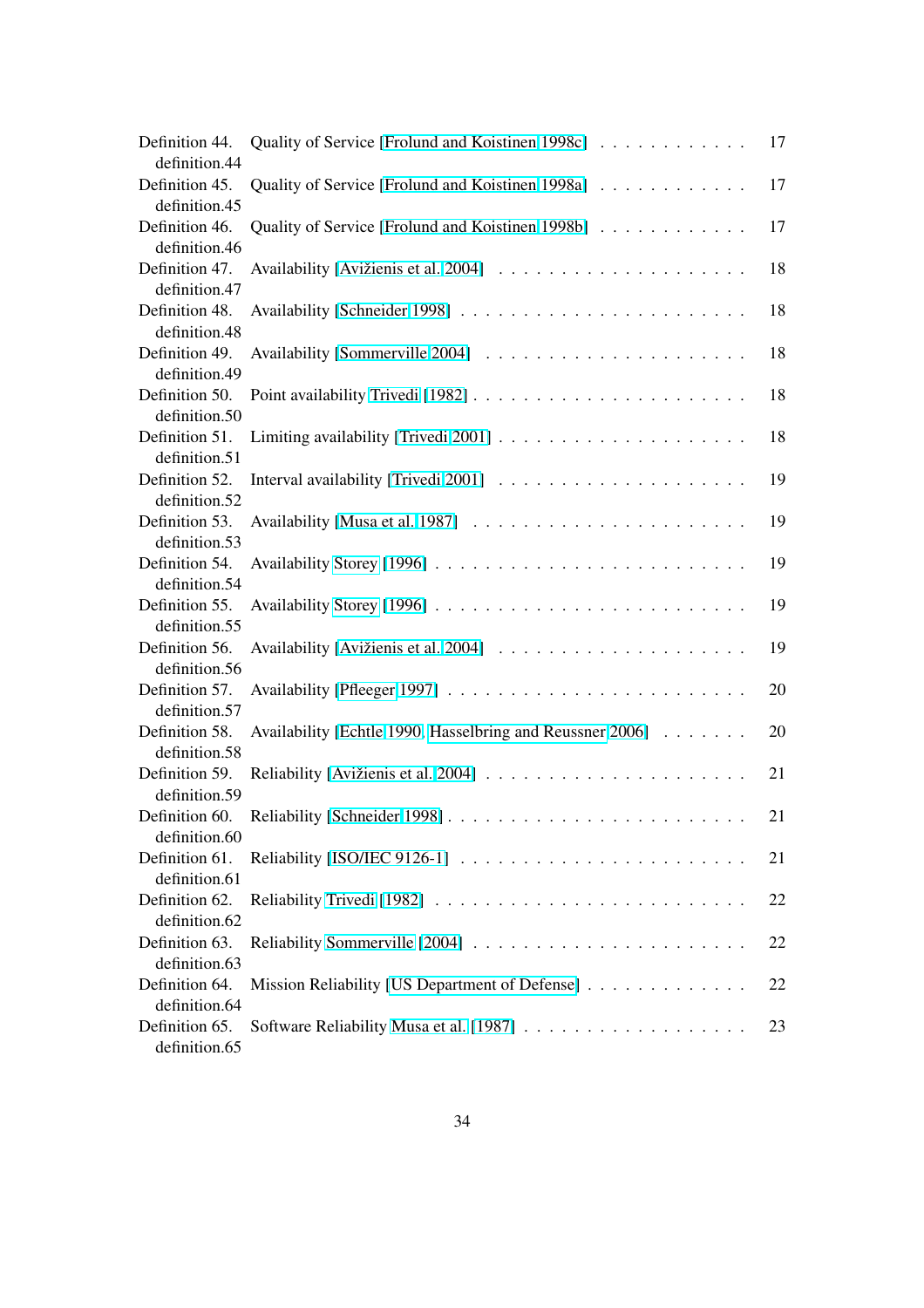Definition 44. Quality of Service [Frolund and Koistinen 1998c] . . . . . . . . . . . . 17
definition.44

Definition 45. Quality of Service [Frolund and Koistinen 1998a] . . . . . . . . . . . . 17
definition.45

Definition 46. Quality of Service [Frolund and Koistinen 1998b] . . . . . . . . . . . . 17
definition.46

Definition 47. Availability [Avižienis et al. 2004] . . . . . . . . . . . . . . . . . . . . 18
definition.47

Definition 48. Availability [Schneider 1998] . . . . . . . . . . . . . . . . . . . . . . . 18
definition.48

Definition 49. Availability [Sommerville 2004] . . . . . . . . . . . . . . . . . . . . . 18
definition.49

Definition 50. Point availability Trivedi [1982] . . . . . . . . . . . . . . . . . . . . . 18
definition.50

Definition 51. Limiting availability [Trivedi 2001] . . . . . . . . . . . . . . . . . . . 18
definition.51

Definition 52. Interval availability [Trivedi 2001] . . . . . . . . . . . . . . . . . . . 19
definition.52

Definition 53. Availability [Musa et al. 1987] . . . . . . . . . . . . . . . . . . . . . . 19
definition.53

Definition 54. Availability Storey [1996] . . . . . . . . . . . . . . . . . . . . . . . . 19
definition.54

Definition 55. Availability Storey [1996] . . . . . . . . . . . . . . . . . . . . . . . . 19
definition.55

Definition 56. Availability [Avižienis et al. 2004] . . . . . . . . . . . . . . . . . . . . 19
definition.56

Definition 57. Availability [Pfleeger 1997] . . . . . . . . . . . . . . . . . . . . . . . 20
definition.57

Definition 58. Availability [Echtle 1990, Hasselbring and Reussner 2006] . . . . . . . 20
definition.58

Definition 59. Reliability [Avižienis et al. 2004] . . . . . . . . . . . . . . . . . . . . 21
definition.59

Definition 60. Reliability [Schneider 1998] . . . . . . . . . . . . . . . . . . . . . . . 21
definition.60

Definition 61. Reliability [ISO/IEC 9126-1] . . . . . . . . . . . . . . . . . . . . . . . 21
definition.61

Definition 62. Reliability Trivedi [1982] . . . . . . . . . . . . . . . . . . . . . . . . 22
definition.62

Definition 63. Reliability Sommerville [2004] . . . . . . . . . . . . . . . . . . . . . 22
definition.63

Definition 64. Mission Reliability [US Department of Defense] . . . . . . . . . . . . . 22
definition.64

Definition 65. Software Reliability Musa et al. [1987] . . . . . . . . . . . . . . . . . 23
definition.65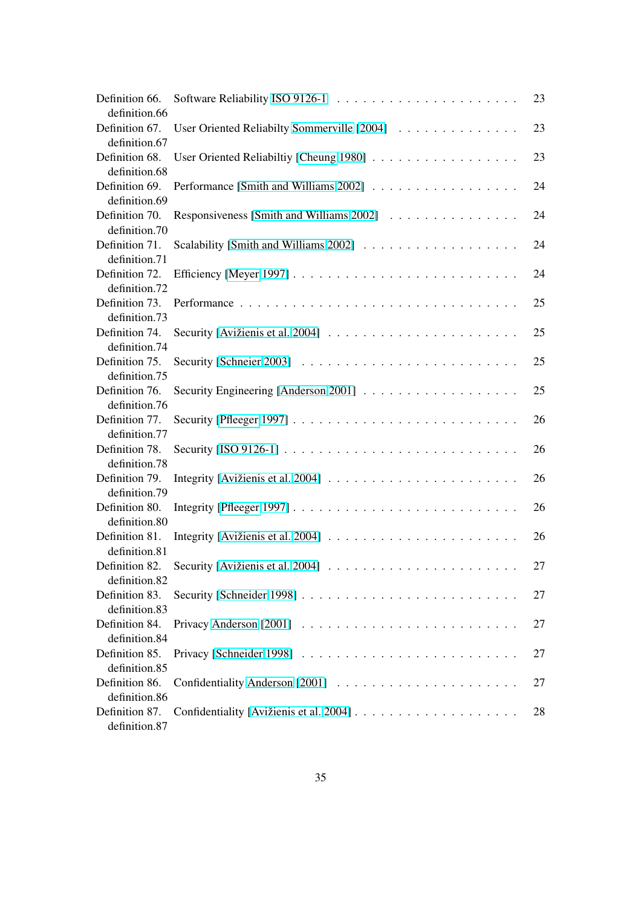Definition 66. Software Reliability ISO 9126-1 . . . . . . . . . . . . . . . . . . . . . 23
definition.66

Definition 67. User Oriented Reliabilty Sommerville [2004] . . . . . . . . . . . . . . 23
definition.67

Definition 68. User Oriented Reliabiltiy [Cheung 1980] . . . . . . . . . . . . . . . . . 23
definition.68

Definition 69. Performance [Smith and Williams 2002] . . . . . . . . . . . . . . . . 24
definition.69

Definition 70. Responsiveness [Smith and Williams 2002] . . . . . . . . . . . . . . . 24
definition.70

Definition 71. Scalability [Smith and Williams 2002] . . . . . . . . . . . . . . . . . 24
definition.71

Definition 72. Efficiency [Meyer 1997] . . . . . . . . . . . . . . . . . . . . . . . . 24
definition.72

Definition 73. Performance . . . . . . . . . . . . . . . . . . . . . . . . . . . . . . 25
definition.73

Definition 74. Security [Avižienis et al. 2004] . . . . . . . . . . . . . . . . . . . . . 25
definition.74

Definition 75. Security [Schneier 2003] . . . . . . . . . . . . . . . . . . . . . . . . 25
definition.75

Definition 76. Security Engineering [Anderson 2001] . . . . . . . . . . . . . . . . . 25
definition.76

Definition 77. Security [Pfleeger 1997] . . . . . . . . . . . . . . . . . . . . . . . . 26
definition.77

Definition 78. Security [ISO 9126-1] . . . . . . . . . . . . . . . . . . . . . . . . . 26
definition.78

Definition 79. Integrity [Avižienis et al. 2004] . . . . . . . . . . . . . . . . . . . . . 26
definition.79

Definition 80. Integrity [Pfleeger 1997] . . . . . . . . . . . . . . . . . . . . . . . . 26
definition.80

Definition 81. Integrity [Avižienis et al. 2004] . . . . . . . . . . . . . . . . . . . . . 26
definition.81

Definition 82. Security [Avižienis et al. 2004] . . . . . . . . . . . . . . . . . . . . . 27
definition.82

Definition 83. Security [Schneider 1998] . . . . . . . . . . . . . . . . . . . . . . . 27
definition.83

Definition 84. Privacy Anderson [2001] . . . . . . . . . . . . . . . . . . . . . . . . 27
definition.84

Definition 85. Privacy [Schneider 1998] . . . . . . . . . . . . . . . . . . . . . . . . 27
definition.85

Definition 86. Confidentiality Anderson [2001] . . . . . . . . . . . . . . . . . . . . 27
definition.86

Definition 87. Confidentiality [Avižienis et al. 2004] . . . . . . . . . . . . . . . . . . 28
definition.87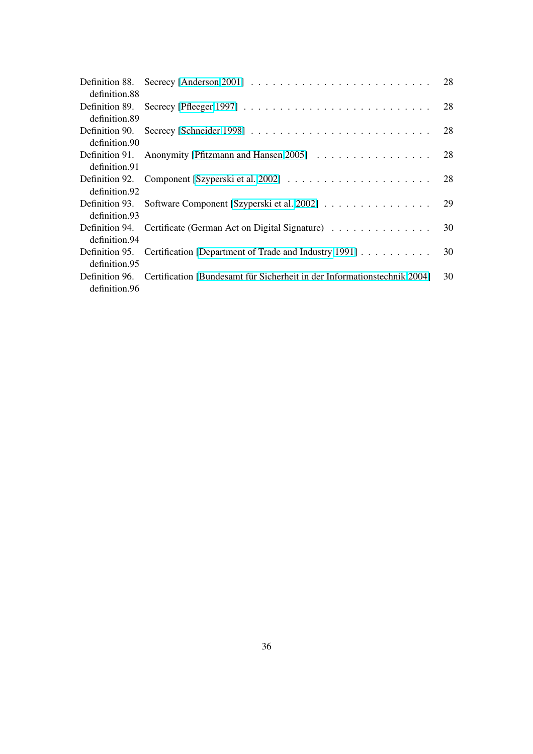Definition 88. Secrecy [Anderson 2001] . . . . . . . . . . . . . . . . . . . . . . . . . 28
definition.88

Definition 89. Secrecy [Pfleeger 1997] . . . . . . . . . . . . . . . . . . . . . . . . . . 28
definition.89

Definition 90. Secrecy [Schneider 1998] . . . . . . . . . . . . . . . . . . . . . . . . . 28
definition.90

Definition 91. Anonymity [Pfitzmann and Hansen 2005] . . . . . . . . . . . . . . . . 28
definition.91

Definition 92. Component [Szyperski et al. 2002] . . . . . . . . . . . . . . . . . . . . 28
definition.92

Definition 93. Software Component [Szyperski et al. 2002] . . . . . . . . . . . . . . . 29
definition.93

Definition 94. Certificate (German Act on Digital Signature) . . . . . . . . . . . . . . 30
definition.94

Definition 95. Certification [Department of Trade and Industry 1991] . . . . . . . . . . 30
definition.95

Definition 96. Certification [Bundesamt für Sicherheit in der Informationstechnik 2004] 30
definition.96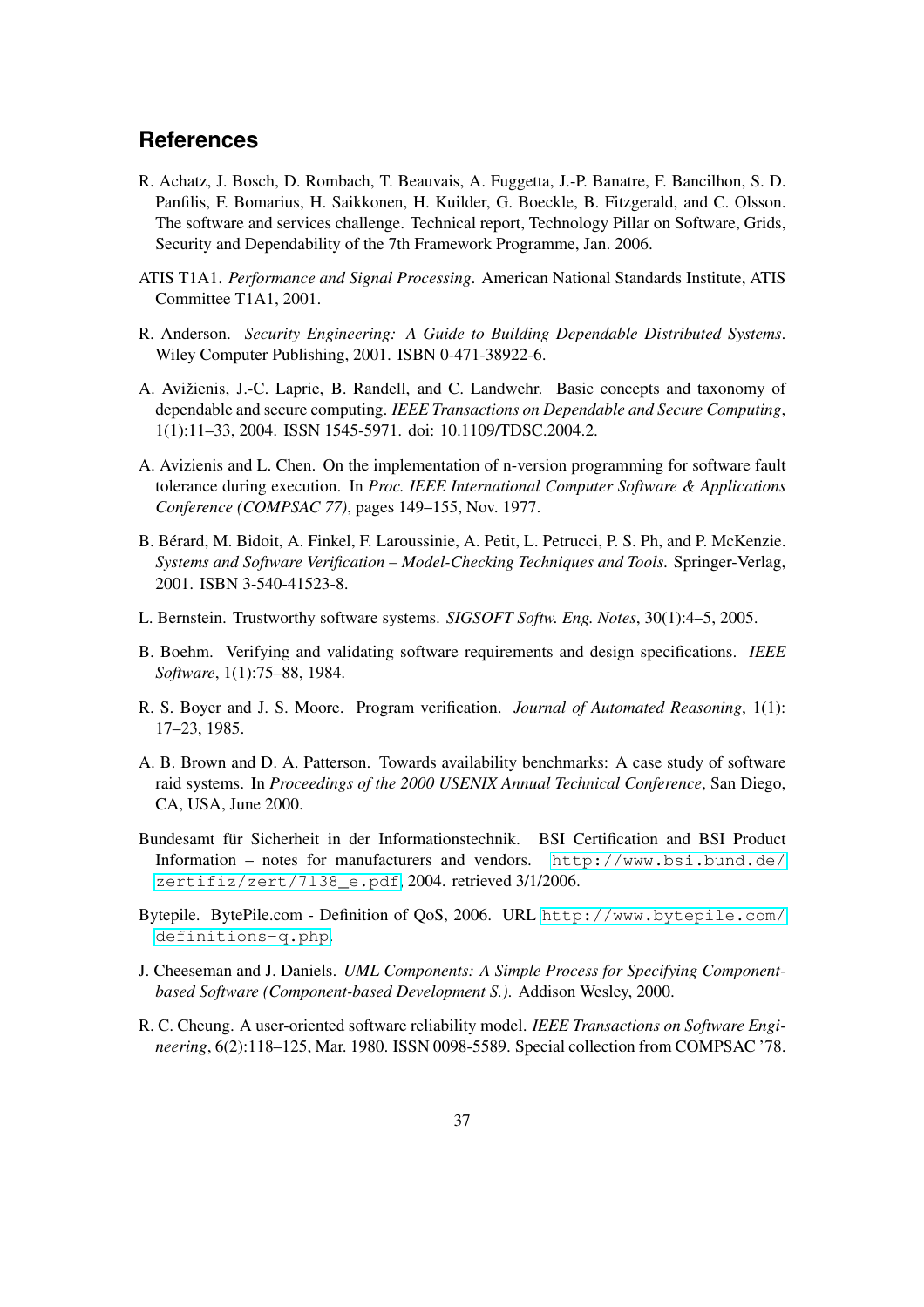## References

R. Achatz, J. Bosch, D. Rombach, T. Beauvais, A. Fuggetta, J.-P. Banatre, F. Bancilhon, S. D. Panfilis, F. Bomarius, H. Saikkonen, H. Kuilder, G. Boeckle, B. Fitzgerald, and C. Olsson. The software and services challenge. Technical report, Technology Pillar on Software, Grids, Security and Dependability of the 7th Framework Programme, Jan. 2006.

ATIS T1A1. *Performance and Signal Processing*. American National Standards Institute, ATIS Committee T1A1, 2001.

R. Anderson. *Security Engineering: A Guide to Building Dependable Distributed Systems*. Wiley Computer Publishing, 2001. ISBN 0-471-38922-6.

A. Avižienis, J.-C. Laprie, B. Randell, and C. Landwehr. Basic concepts and taxonomy of dependable and secure computing. *IEEE Transactions on Dependable and Secure Computing*, 1(1):11–33, 2004. ISSN 1545-5971. doi: 10.1109/TDSC.2004.2.

A. Avizienis and L. Chen. On the implementation of n-version programming for software fault tolerance during execution. In *Proc. IEEE International Computer Software & Applications Conference (COMPSAC 77)*, pages 149–155, Nov. 1977.

B. Bérard, M. Bidoit, A. Finkel, F. Laroussinie, A. Petit, L. Petrucci, P. S. Ph, and P. McKenzie. *Systems and Software Verification – Model-Checking Techniques and Tools*. Springer-Verlag, 2001. ISBN 3-540-41523-8.

L. Bernstein. Trustworthy software systems. *SIGSOFT Softw. Eng. Notes*, 30(1):4–5, 2005.

B. Boehm. Verifying and validating software requirements and design specifications. *IEEE Software*, 1(1):75–88, 1984.

R. S. Boyer and J. S. Moore. Program verification. *Journal of Automated Reasoning*, 1(1): 17–23, 1985.

A. B. Brown and D. A. Patterson. Towards availability benchmarks: A case study of software raid systems. In *Proceedings of the 2000 USENIX Annual Technical Conference*, San Diego, CA, USA, June 2000.

Bundesamt für Sicherheit in der Informationstechnik. BSI Certification and BSI Product Information – notes for manufacturers and vendors. http://www.bsi.bund.de/zertifiz/zert/7138_e.pdf, 2004. retrieved 3/1/2006.

Bytepile. BytePile.com - Definition of QoS, 2006. URL http://www.bytepile.com/definitions-q.php.

J. Cheeseman and J. Daniels. *UML Components: A Simple Process for Specifying Component-based Software (Component-based Development S.)*. Addison Wesley, 2000.

R. C. Cheung. A user-oriented software reliability model. *IEEE Transactions on Software Engineering*, 6(2):118–125, Mar. 1980. ISSN 0098-5589. Special collection from COMPSAC '78.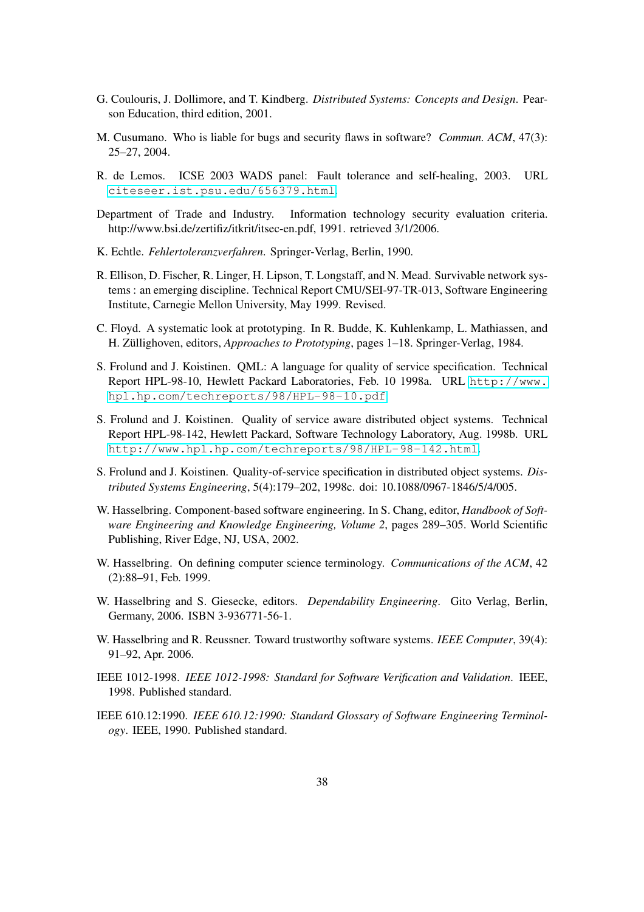G. Coulouris, J. Dollimore, and T. Kindberg. *Distributed Systems: Concepts and Design*. Pearson Education, third edition, 2001.

M. Cusumano. Who is liable for bugs and security flaws in software? *Commun. ACM*, 47(3): 25–27, 2004.

R. de Lemos. ICSE 2003 WADS panel: Fault tolerance and self-healing, 2003. URL `citeseer.ist.psu.edu/656379.html`.

Department of Trade and Industry. Information technology security evaluation criteria. http://www.bsi.de/zertifiz/itkrit/itsec-en.pdf, 1991. retrieved 3/1/2006.

K. Echtle. *Fehlertoleranzverfahren*. Springer-Verlag, Berlin, 1990.

R. Ellison, D. Fischer, R. Linger, H. Lipson, T. Longstaff, and N. Mead. Survivable network systems : an emerging discipline. Technical Report CMU/SEI-97-TR-013, Software Engineering Institute, Carnegie Mellon University, May 1999. Revised.

C. Floyd. A systematic look at prototyping. In R. Budde, K. Kuhlenkamp, L. Mathiassen, and H. Züllighoven, editors, *Approaches to Prototyping*, pages 1–18. Springer-Verlag, 1984.

S. Frolund and J. Koistinen. QML: A language for quality of service specification. Technical Report HPL-98-10, Hewlett Packard Laboratories, Feb. 10 1998a. URL `http://www.hpl.hp.com/techreports/98/HPL-98-10.pdf`.

S. Frolund and J. Koistinen. Quality of service aware distributed object systems. Technical Report HPL-98-142, Hewlett Packard, Software Technology Laboratory, Aug. 1998b. URL `http://www.hpl.hp.com/techreports/98/HPL-98-142.html`.

S. Frolund and J. Koistinen. Quality-of-service specification in distributed object systems. *Distributed Systems Engineering*, 5(4):179–202, 1998c. doi: 10.1088/0967-1846/5/4/005.

W. Hasselbring. Component-based software engineering. In S. Chang, editor, *Handbook of Software Engineering and Knowledge Engineering, Volume 2*, pages 289–305. World Scientific Publishing, River Edge, NJ, USA, 2002.

W. Hasselbring. On defining computer science terminology. *Communications of the ACM*, 42 (2):88–91, Feb. 1999.

W. Hasselbring and S. Giesecke, editors. *Dependability Engineering*. Gito Verlag, Berlin, Germany, 2006. ISBN 3-936771-56-1.

W. Hasselbring and R. Reussner. Toward trustworthy software systems. *IEEE Computer*, 39(4): 91–92, Apr. 2006.

IEEE 1012-1998. *IEEE 1012-1998: Standard for Software Verification and Validation*. IEEE, 1998. Published standard.

IEEE 610.12:1990. *IEEE 610.12:1990: Standard Glossary of Software Engineering Terminology*. IEEE, 1990. Published standard.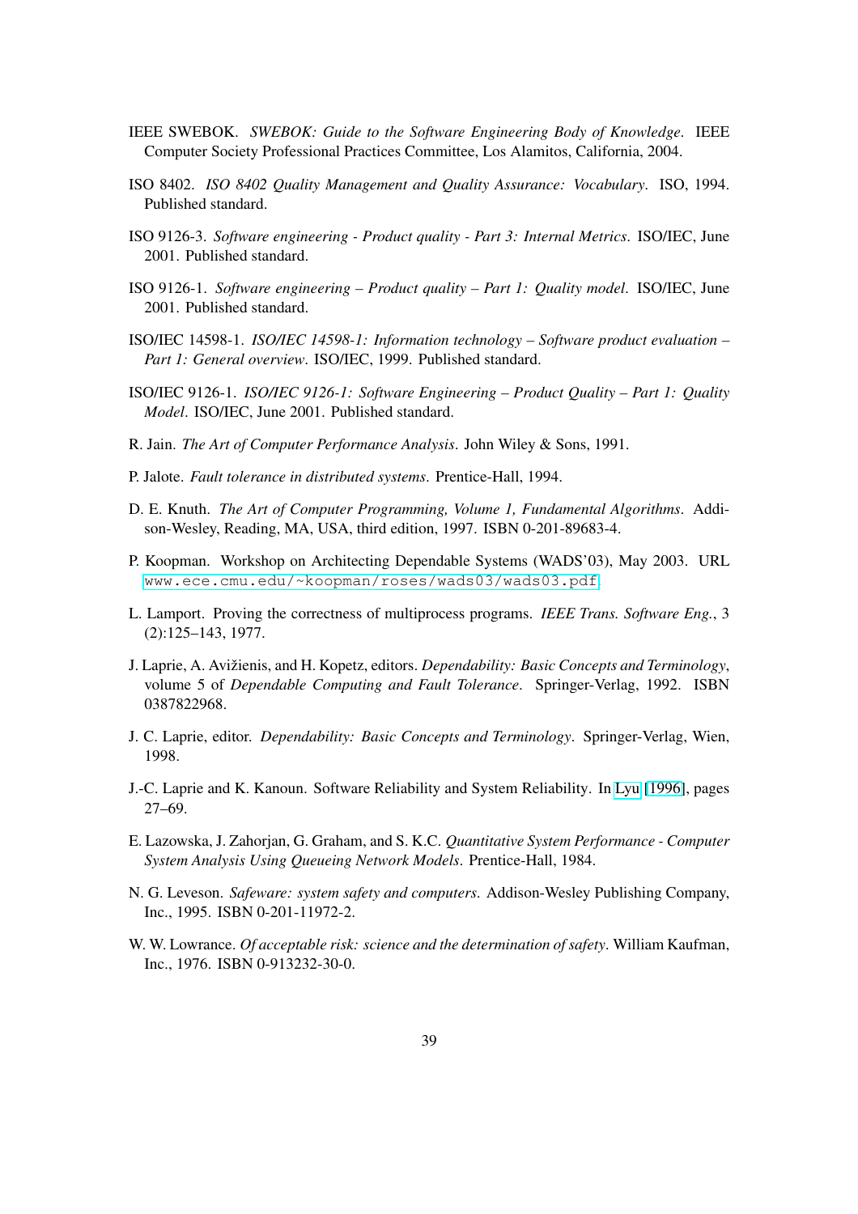IEEE SWEBOK. *SWEBOK: Guide to the Software Engineering Body of Knowledge*. IEEE Computer Society Professional Practices Committee, Los Alamitos, California, 2004.

ISO 8402. *ISO 8402 Quality Management and Quality Assurance: Vocabulary*. ISO, 1994. Published standard.

ISO 9126-3. *Software engineering - Product quality - Part 3: Internal Metrics*. ISO/IEC, June 2001. Published standard.

ISO 9126-1. *Software engineering – Product quality – Part 1: Quality model*. ISO/IEC, June 2001. Published standard.

ISO/IEC 14598-1. *ISO/IEC 14598-1: Information technology – Software product evaluation – Part 1: General overview*. ISO/IEC, 1999. Published standard.

ISO/IEC 9126-1. *ISO/IEC 9126-1: Software Engineering – Product Quality – Part 1: Quality Model*. ISO/IEC, June 2001. Published standard.

R. Jain. *The Art of Computer Performance Analysis*. John Wiley & Sons, 1991.

P. Jalote. *Fault tolerance in distributed systems*. Prentice-Hall, 1994.

D. E. Knuth. *The Art of Computer Programming, Volume 1, Fundamental Algorithms*. Addison-Wesley, Reading, MA, USA, third edition, 1997. ISBN 0-201-89683-4.

P. Koopman. Workshop on Architecting Dependable Systems (WADS'03), May 2003. URL `www.ece.cmu.edu/~koopman/roses/wads03/wads03.pdf`.

L. Lamport. Proving the correctness of multiprocess programs. *IEEE Trans. Software Eng.*, 3 (2):125–143, 1977.

J. Laprie, A. Avižienis, and H. Kopetz, editors. *Dependability: Basic Concepts and Terminology*, volume 5 of *Dependable Computing and Fault Tolerance*. Springer-Verlag, 1992. ISBN 0387822968.

J. C. Laprie, editor. *Dependability: Basic Concepts and Terminology*. Springer-Verlag, Wien, 1998.

J.-C. Laprie and K. Kanoun. Software Reliability and System Reliability. In Lyu [1996], pages 27–69.

E. Lazowska, J. Zahorjan, G. Graham, and S. K.C. *Quantitative System Performance - Computer System Analysis Using Queueing Network Models*. Prentice-Hall, 1984.

N. G. Leveson. *Safeware: system safety and computers*. Addison-Wesley Publishing Company, Inc., 1995. ISBN 0-201-11972-2.

W. W. Lowrance. *Of acceptable risk: science and the determination of safety*. William Kaufman, Inc., 1976. ISBN 0-913232-30-0.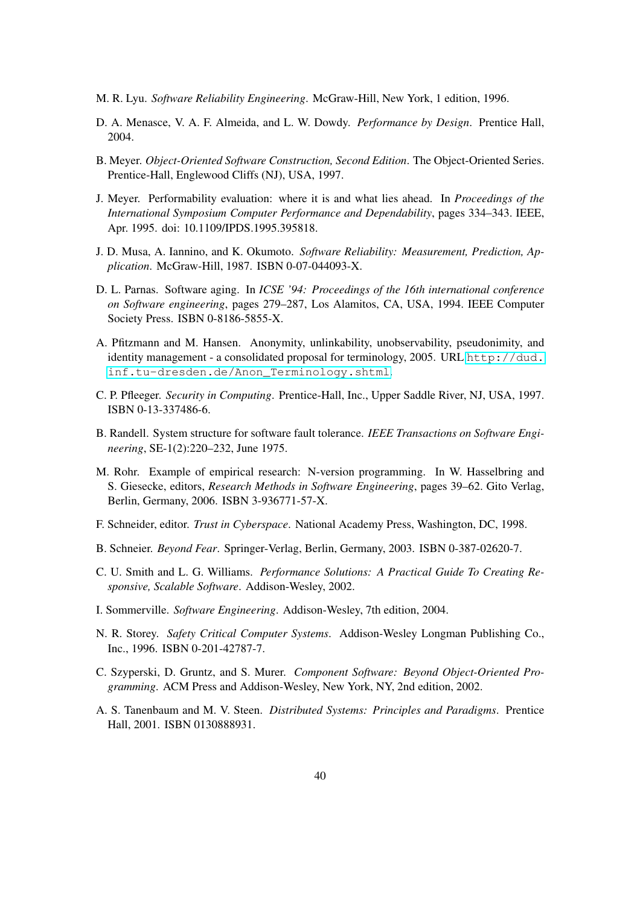M. R. Lyu. *Software Reliability Engineering*. McGraw-Hill, New York, 1 edition, 1996.

D. A. Menasce, V. A. F. Almeida, and L. W. Dowdy. *Performance by Design*. Prentice Hall, 2004.

B. Meyer. *Object-Oriented Software Construction, Second Edition*. The Object-Oriented Series. Prentice-Hall, Englewood Cliffs (NJ), USA, 1997.

J. Meyer. Performability evaluation: where it is and what lies ahead. In *Proceedings of the International Symposium Computer Performance and Dependability*, pages 334–343. IEEE, Apr. 1995. doi: 10.1109/IPDS.1995.395818.

J. D. Musa, A. Iannino, and K. Okumoto. *Software Reliability: Measurement, Prediction, Application*. McGraw-Hill, 1987. ISBN 0-07-044093-X.

D. L. Parnas. Software aging. In *ICSE '94: Proceedings of the 16th international conference on Software engineering*, pages 279–287, Los Alamitos, CA, USA, 1994. IEEE Computer Society Press. ISBN 0-8186-5855-X.

A. Pfitzmann and M. Hansen. Anonymity, unlinkability, unobservability, pseudonimity, and identity management - a consolidated proposal for terminology, 2005. URL http://dud.inf.tu-dresden.de/Anon_Terminology.shtml.

C. P. Pfleeger. *Security in Computing*. Prentice-Hall, Inc., Upper Saddle River, NJ, USA, 1997. ISBN 0-13-337486-6.

B. Randell. System structure for software fault tolerance. *IEEE Transactions on Software Engineering*, SE-1(2):220–232, June 1975.

M. Rohr. Example of empirical research: N-version programming. In W. Hasselbring and S. Giesecke, editors, *Research Methods in Software Engineering*, pages 39–62. Gito Verlag, Berlin, Germany, 2006. ISBN 3-936771-57-X.

F. Schneider, editor. *Trust in Cyberspace*. National Academy Press, Washington, DC, 1998.

B. Schneier. *Beyond Fear*. Springer-Verlag, Berlin, Germany, 2003. ISBN 0-387-02620-7.

C. U. Smith and L. G. Williams. *Performance Solutions: A Practical Guide To Creating Responsive, Scalable Software*. Addison-Wesley, 2002.

I. Sommerville. *Software Engineering*. Addison-Wesley, 7th edition, 2004.

N. R. Storey. *Safety Critical Computer Systems*. Addison-Wesley Longman Publishing Co., Inc., 1996. ISBN 0-201-42787-7.

C. Szyperski, D. Gruntz, and S. Murer. *Component Software: Beyond Object-Oriented Programming*. ACM Press and Addison-Wesley, New York, NY, 2nd edition, 2002.

A. S. Tanenbaum and M. V. Steen. *Distributed Systems: Principles and Paradigms*. Prentice Hall, 2001. ISBN 0130888931.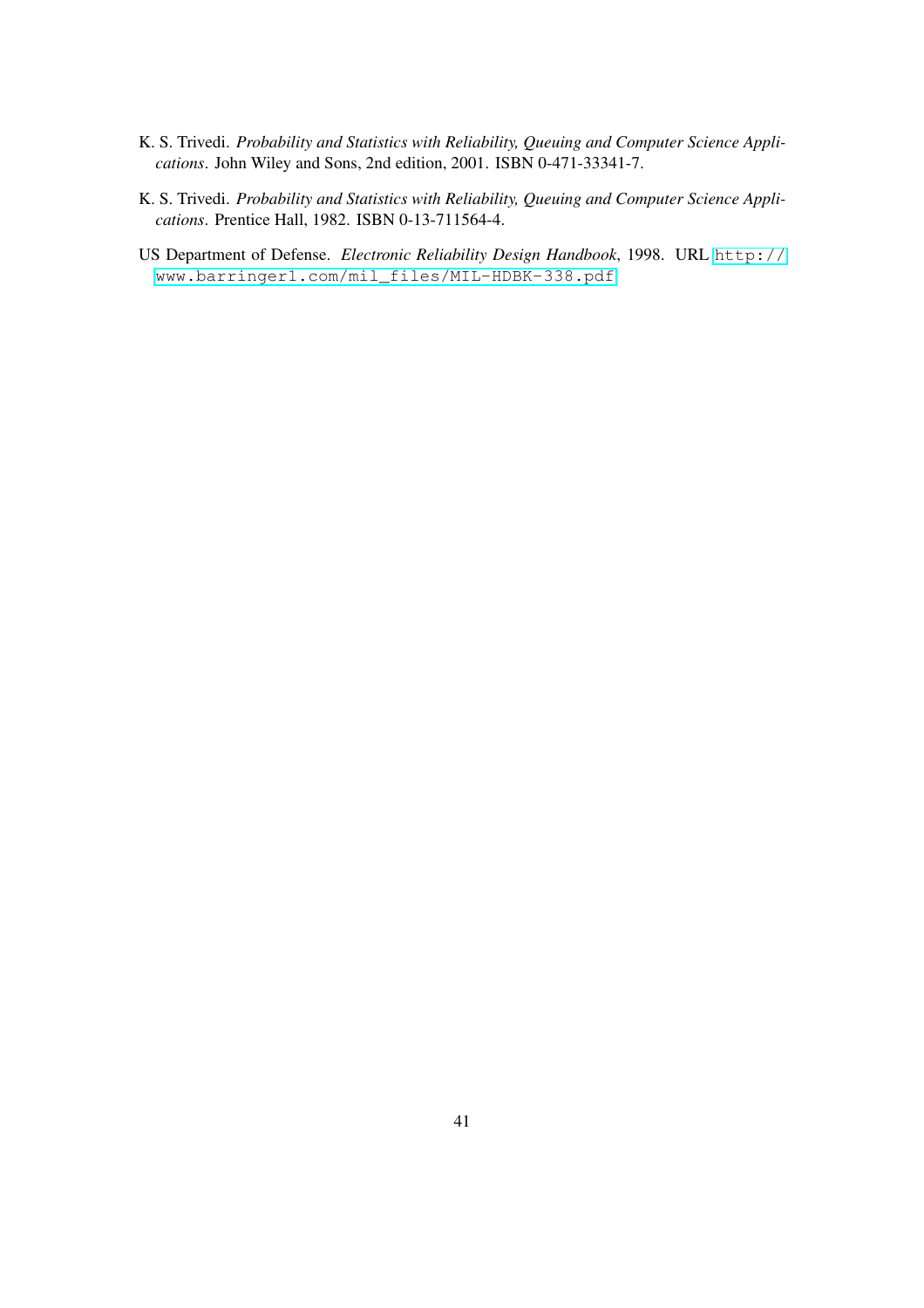K. S. Trivedi. *Probability and Statistics with Reliability, Queuing and Computer Science Applications*. John Wiley and Sons, 2nd edition, 2001. ISBN 0-471-33341-7.

K. S. Trivedi. *Probability and Statistics with Reliability, Queuing and Computer Science Applications*. Prentice Hall, 1982. ISBN 0-13-711564-4.

US Department of Defense. *Electronic Reliability Design Handbook*, 1998. URL http://www.barringer1.com/mil_files/MIL-HDBK-338.pdf